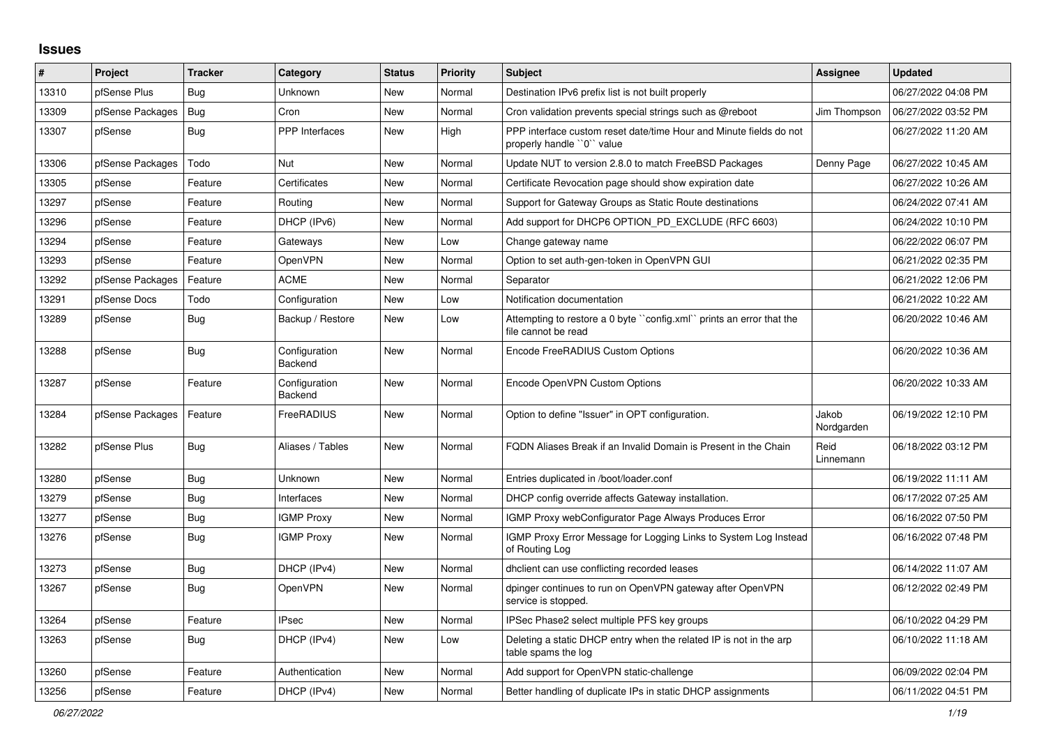## Issues

| # | Project | Tracker | Category | Status | Priority | Subject | Assignee | Updated |
|---|---|---|---|---|---|---|---|---|
| 13310 | pfSense Plus | Bug | Unknown | New | Normal | Destination IPv6 prefix list is not built properly | | 06/27/2022 04:08 PM |
| 13309 | pfSense Packages | Bug | Cron | New | Normal | Cron validation prevents special strings such as @reboot | Jim Thompson | 06/27/2022 03:52 PM |
| 13307 | pfSense | Bug | PPP Interfaces | New | High | PPP interface custom reset date/time Hour and Minute fields do not properly handle ``0`` value | | 06/27/2022 11:20 AM |
| 13306 | pfSense Packages | Todo | Nut | New | Normal | Update NUT to version 2.8.0 to match FreeBSD Packages | Denny Page | 06/27/2022 10:45 AM |
| 13305 | pfSense | Feature | Certificates | New | Normal | Certificate Revocation page should show expiration date | | 06/27/2022 10:26 AM |
| 13297 | pfSense | Feature | Routing | New | Normal | Support for Gateway Groups as Static Route destinations | | 06/24/2022 07:41 AM |
| 13296 | pfSense | Feature | DHCP (IPv6) | New | Normal | Add support for DHCP6 OPTION_PD_EXCLUDE (RFC 6603) | | 06/24/2022 10:10 PM |
| 13294 | pfSense | Feature | Gateways | New | Low | Change gateway name | | 06/22/2022 06:07 PM |
| 13293 | pfSense | Feature | OpenVPN | New | Normal | Option to set auth-gen-token in OpenVPN GUI | | 06/21/2022 02:35 PM |
| 13292 | pfSense Packages | Feature | ACME | New | Normal | Separator | | 06/21/2022 12:06 PM |
| 13291 | pfSense Docs | Todo | Configuration | New | Low | Notification documentation | | 06/21/2022 10:22 AM |
| 13289 | pfSense | Bug | Backup / Restore | New | Low | Attempting to restore a 0 byte ``config.xml`` prints an error that the file cannot be read | | 06/20/2022 10:46 AM |
| 13288 | pfSense | Bug | Configuration Backend | New | Normal | Encode FreeRADIUS Custom Options | | 06/20/2022 10:36 AM |
| 13287 | pfSense | Feature | Configuration Backend | New | Normal | Encode OpenVPN Custom Options | | 06/20/2022 10:33 AM |
| 13284 | pfSense Packages | Feature | FreeRADIUS | New | Normal | Option to define "Issuer" in OPT configuration. | Jakob Nordgarden | 06/19/2022 12:10 PM |
| 13282 | pfSense Plus | Bug | Aliases / Tables | New | Normal | FQDN Aliases Break if an Invalid Domain is Present in the Chain | Reid Linnemann | 06/18/2022 03:12 PM |
| 13280 | pfSense | Bug | Unknown | New | Normal | Entries duplicated in /boot/loader.conf | | 06/19/2022 11:11 AM |
| 13279 | pfSense | Bug | Interfaces | New | Normal | DHCP config override affects Gateway installation. | | 06/17/2022 07:25 AM |
| 13277 | pfSense | Bug | IGMP Proxy | New | Normal | IGMP Proxy webConfigurator Page Always Produces Error | | 06/16/2022 07:50 PM |
| 13276 | pfSense | Bug | IGMP Proxy | New | Normal | IGMP Proxy Error Message for Logging Links to System Log Instead of Routing Log | | 06/16/2022 07:48 PM |
| 13273 | pfSense | Bug | DHCP (IPv4) | New | Normal | dhclient can use conflicting recorded leases | | 06/14/2022 11:07 AM |
| 13267 | pfSense | Bug | OpenVPN | New | Normal | dpinger continues to run on OpenVPN gateway after OpenVPN service is stopped. | | 06/12/2022 02:49 PM |
| 13264 | pfSense | Feature | IPsec | New | Normal | IPSec Phase2 select multiple PFS key groups | | 06/10/2022 04:29 PM |
| 13263 | pfSense | Bug | DHCP (IPv4) | New | Low | Deleting a static DHCP entry when the related IP is not in the arp table spams the log | | 06/10/2022 11:18 AM |
| 13260 | pfSense | Feature | Authentication | New | Normal | Add support for OpenVPN static-challenge | | 06/09/2022 02:04 PM |
| 13256 | pfSense | Feature | DHCP (IPv4) | New | Normal | Better handling of duplicate IPs in static DHCP assignments | | 06/11/2022 04:51 PM |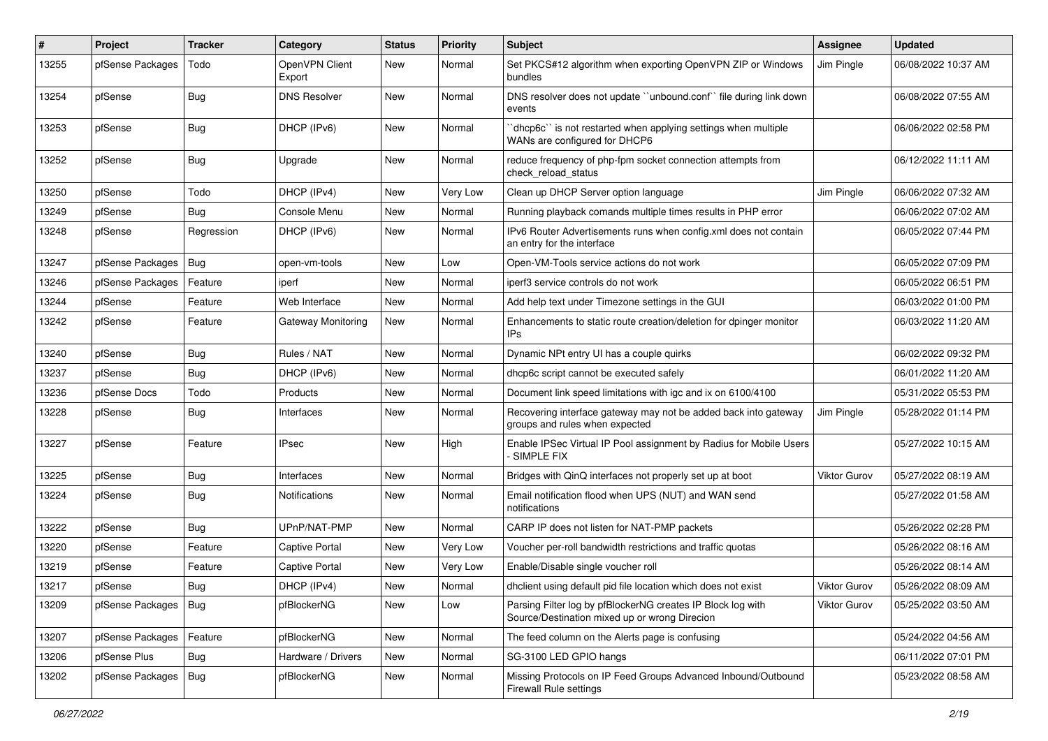| # | Project | Tracker | Category | Status | Priority | Subject | Assignee | Updated |
|---|---|---|---|---|---|---|---|---|
| 13255 | pfSense Packages | Todo | OpenVPN Client Export | New | Normal | Set PKCS#12 algorithm when exporting OpenVPN ZIP or Windows bundles | Jim Pingle | 06/08/2022 10:37 AM |
| 13254 | pfSense | Bug | DNS Resolver | New | Normal | DNS resolver does not update ``unbound.conf`` file during link down events | | 06/08/2022 07:55 AM |
| 13253 | pfSense | Bug | DHCP (IPv6) | New | Normal | ``dhcp6c`` is not restarted when applying settings when multiple WANs are configured for DHCP6 | | 06/06/2022 02:58 PM |
| 13252 | pfSense | Bug | Upgrade | New | Normal | reduce frequency of php-fpm socket connection attempts from check_reload_status | | 06/12/2022 11:11 AM |
| 13250 | pfSense | Todo | DHCP (IPv4) | New | Very Low | Clean up DHCP Server option language | Jim Pingle | 06/06/2022 07:32 AM |
| 13249 | pfSense | Bug | Console Menu | New | Normal | Running playback comands multiple times results in PHP error | | 06/06/2022 07:02 AM |
| 13248 | pfSense | Regression | DHCP (IPv6) | New | Normal | IPv6 Router Advertisements runs when config.xml does not contain an entry for the interface | | 06/05/2022 07:44 PM |
| 13247 | pfSense Packages | Bug | open-vm-tools | New | Low | Open-VM-Tools service actions do not work | | 06/05/2022 07:09 PM |
| 13246 | pfSense Packages | Feature | iperf | New | Normal | iperf3 service controls do not work | | 06/05/2022 06:51 PM |
| 13244 | pfSense | Feature | Web Interface | New | Normal | Add help text under Timezone settings in the GUI | | 06/03/2022 01:00 PM |
| 13242 | pfSense | Feature | Gateway Monitoring | New | Normal | Enhancements to static route creation/deletion for dpinger monitor IPs | | 06/03/2022 11:20 AM |
| 13240 | pfSense | Bug | Rules / NAT | New | Normal | Dynamic NPt entry UI has a couple quirks | | 06/02/2022 09:32 PM |
| 13237 | pfSense | Bug | DHCP (IPv6) | New | Normal | dhcp6c script cannot be executed safely | | 06/01/2022 11:20 AM |
| 13236 | pfSense Docs | Todo | Products | New | Normal | Document link speed limitations with igc and ix on 6100/4100 | | 05/31/2022 05:53 PM |
| 13228 | pfSense | Bug | Interfaces | New | Normal | Recovering interface gateway may not be added back into gateway groups and rules when expected | Jim Pingle | 05/28/2022 01:14 PM |
| 13227 | pfSense | Feature | IPsec | New | High | Enable IPSec Virtual IP Pool assignment by Radius for Mobile Users - SIMPLE FIX | | 05/27/2022 10:15 AM |
| 13225 | pfSense | Bug | Interfaces | New | Normal | Bridges with QinQ interfaces not properly set up at boot | Viktor Gurov | 05/27/2022 08:19 AM |
| 13224 | pfSense | Bug | Notifications | New | Normal | Email notification flood when UPS (NUT) and WAN send notifications | | 05/27/2022 01:58 AM |
| 13222 | pfSense | Bug | UPnP/NAT-PMP | New | Normal | CARP IP does not listen for NAT-PMP packets | | 05/26/2022 02:28 PM |
| 13220 | pfSense | Feature | Captive Portal | New | Very Low | Voucher per-roll bandwidth restrictions and traffic quotas | | 05/26/2022 08:16 AM |
| 13219 | pfSense | Feature | Captive Portal | New | Very Low | Enable/Disable single voucher roll | | 05/26/2022 08:14 AM |
| 13217 | pfSense | Bug | DHCP (IPv4) | New | Normal | dhclient using default pid file location which does not exist | Viktor Gurov | 05/26/2022 08:09 AM |
| 13209 | pfSense Packages | Bug | pfBlockerNG | New | Low | Parsing Filter log by pfBlockerNG creates IP Block log with Source/Destination mixed up or wrong Direcion | Viktor Gurov | 05/25/2022 03:50 AM |
| 13207 | pfSense Packages | Feature | pfBlockerNG | New | Normal | The feed column on the Alerts page is confusing | | 05/24/2022 04:56 AM |
| 13206 | pfSense Plus | Bug | Hardware / Drivers | New | Normal | SG-3100 LED GPIO hangs | | 06/11/2022 07:01 PM |
| 13202 | pfSense Packages | Bug | pfBlockerNG | New | Normal | Missing Protocols on IP Feed Groups Advanced Inbound/Outbound Firewall Rule settings | | 05/23/2022 08:58 AM |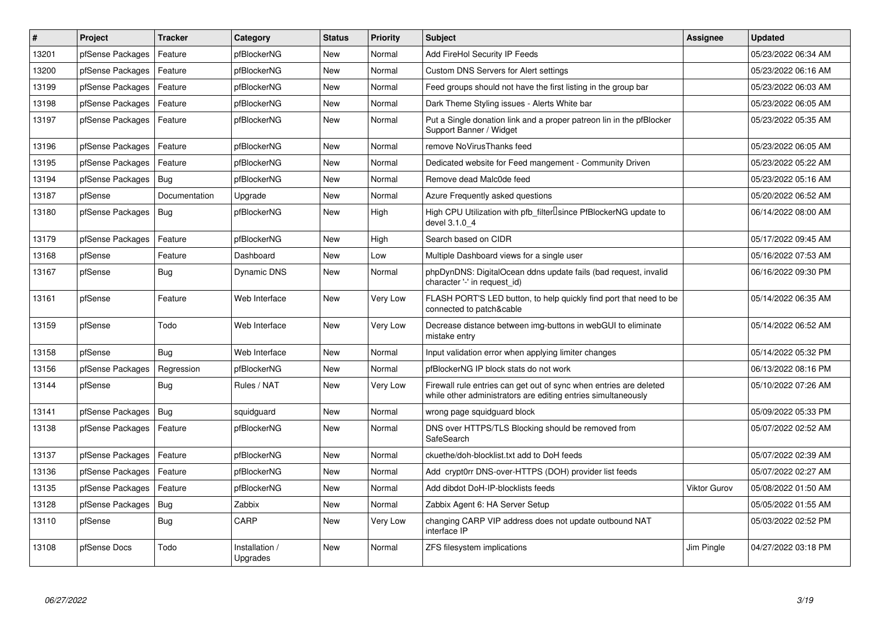| # | Project | Tracker | Category | Status | Priority | Subject | Assignee | Updated |
|---|---|---|---|---|---|---|---|---|
| 13201 | pfSense Packages | Feature | pfBlockerNG | New | Normal | Add FireHol Security IP Feeds | | 05/23/2022 06:34 AM |
| 13200 | pfSense Packages | Feature | pfBlockerNG | New | Normal | Custom DNS Servers for Alert settings | | 05/23/2022 06:16 AM |
| 13199 | pfSense Packages | Feature | pfBlockerNG | New | Normal | Feed groups should not have the first listing in the group bar | | 05/23/2022 06:03 AM |
| 13198 | pfSense Packages | Feature | pfBlockerNG | New | Normal | Dark Theme Styling issues - Alerts White bar | | 05/23/2022 06:05 AM |
| 13197 | pfSense Packages | Feature | pfBlockerNG | New | Normal | Put a Single donation link and a proper patreon lin in the pfBlocker Support Banner / Widget | | 05/23/2022 05:35 AM |
| 13196 | pfSense Packages | Feature | pfBlockerNG | New | Normal | remove NoVirusThanks feed | | 05/23/2022 06:05 AM |
| 13195 | pfSense Packages | Feature | pfBlockerNG | New | Normal | Dedicated website for Feed mangement - Community Driven | | 05/23/2022 05:22 AM |
| 13194 | pfSense Packages | Bug | pfBlockerNG | New | Normal | Remove dead Malc0de feed | | 05/23/2022 05:16 AM |
| 13187 | pfSense | Documentation | Upgrade | New | Normal | Azure Frequently asked questions | | 05/20/2022 06:52 AM |
| 13180 | pfSense Packages | Bug | pfBlockerNG | New | High | High CPU Utilization with pfb_filter since PfBlockerNG update to devel 3.1.0_4 | | 06/14/2022 08:00 AM |
| 13179 | pfSense Packages | Feature | pfBlockerNG | New | High | Search based on CIDR | | 05/17/2022 09:45 AM |
| 13168 | pfSense | Feature | Dashboard | New | Low | Multiple Dashboard views for a single user | | 05/16/2022 07:53 AM |
| 13167 | pfSense | Bug | Dynamic DNS | New | Normal | phpDynDNS: DigitalOcean ddns update fails (bad request, invalid character '-' in request_id) | | 06/16/2022 09:30 PM |
| 13161 | pfSense | Feature | Web Interface | New | Very Low | FLASH PORT'S LED button, to help quickly find port that need to be connected to patch&cable | | 05/14/2022 06:35 AM |
| 13159 | pfSense | Todo | Web Interface | New | Very Low | Decrease distance between img-buttons in webGUI to eliminate mistake entry | | 05/14/2022 06:52 AM |
| 13158 | pfSense | Bug | Web Interface | New | Normal | Input validation error when applying limiter changes | | 05/14/2022 05:32 PM |
| 13156 | pfSense Packages | Regression | pfBlockerNG | New | Normal | pfBlockerNG IP block stats do not work | | 06/13/2022 08:16 PM |
| 13144 | pfSense | Bug | Rules / NAT | New | Very Low | Firewall rule entries can get out of sync when entries are deleted while other administrators are editing entries simultaneously | | 05/10/2022 07:26 AM |
| 13141 | pfSense Packages | Bug | squidguard | New | Normal | wrong page squidguard block | | 05/09/2022 05:33 PM |
| 13138 | pfSense Packages | Feature | pfBlockerNG | New | Normal | DNS over HTTPS/TLS Blocking should be removed from SafeSearch | | 05/07/2022 02:52 AM |
| 13137 | pfSense Packages | Feature | pfBlockerNG | New | Normal | ckuethe/doh-blocklist.txt add to DoH feeds | | 05/07/2022 02:39 AM |
| 13136 | pfSense Packages | Feature | pfBlockerNG | New | Normal | Add crypt0rr DNS-over-HTTPS (DOH) provider list feeds | | 05/07/2022 02:27 AM |
| 13135 | pfSense Packages | Feature | pfBlockerNG | New | Normal | Add dibdot DoH-IP-blocklists feeds | Viktor Gurov | 05/08/2022 01:50 AM |
| 13128 | pfSense Packages | Bug | Zabbix | New | Normal | Zabbix Agent 6: HA Server Setup | | 05/05/2022 01:55 AM |
| 13110 | pfSense | Bug | CARP | New | Very Low | changing CARP VIP address does not update outbound NAT interface IP | | 05/03/2022 02:52 PM |
| 13108 | pfSense Docs | Todo | Installation / Upgrades | New | Normal | ZFS filesystem implications | Jim Pingle | 04/27/2022 03:18 PM |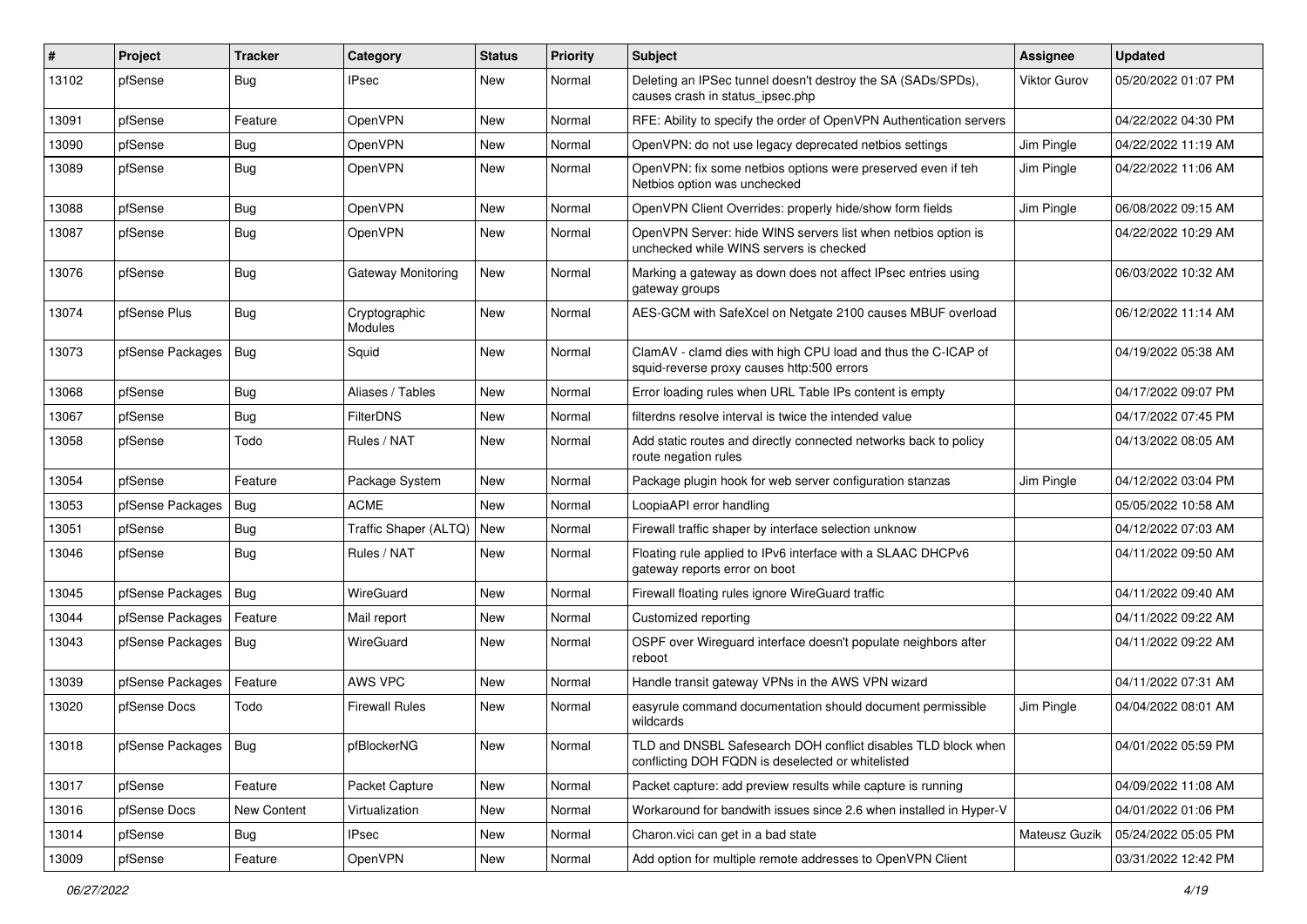| # | Project | Tracker | Category | Status | Priority | Subject | Assignee | Updated |
|---|---|---|---|---|---|---|---|---|
| 13102 | pfSense | Bug | IPsec | New | Normal | Deleting an IPSec tunnel doesn't destroy the SA (SADs/SPDs), causes crash in status_ipsec.php | Viktor Gurov | 05/20/2022 01:07 PM |
| 13091 | pfSense | Feature | OpenVPN | New | Normal | RFE: Ability to specify the order of OpenVPN Authentication servers | | 04/22/2022 04:30 PM |
| 13090 | pfSense | Bug | OpenVPN | New | Normal | OpenVPN: do not use legacy deprecated netbios settings | Jim Pingle | 04/22/2022 11:19 AM |
| 13089 | pfSense | Bug | OpenVPN | New | Normal | OpenVPN: fix some netbios options were preserved even if teh Netbios option was unchecked | Jim Pingle | 04/22/2022 11:06 AM |
| 13088 | pfSense | Bug | OpenVPN | New | Normal | OpenVPN Client Overrides: properly hide/show form fields | Jim Pingle | 06/08/2022 09:15 AM |
| 13087 | pfSense | Bug | OpenVPN | New | Normal | OpenVPN Server: hide WINS servers list when netbios option is unchecked while WINS servers is checked | | 04/22/2022 10:29 AM |
| 13076 | pfSense | Bug | Gateway Monitoring | New | Normal | Marking a gateway as down does not affect IPsec entries using gateway groups | | 06/03/2022 10:32 AM |
| 13074 | pfSense Plus | Bug | Cryptographic Modules | New | Normal | AES-GCM with SafeXcel on Netgate 2100 causes MBUF overload | | 06/12/2022 11:14 AM |
| 13073 | pfSense Packages | Bug | Squid | New | Normal | ClamAV - clamd dies with high CPU load and thus the C-ICAP of squid-reverse proxy causes http:500 errors | | 04/19/2022 05:38 AM |
| 13068 | pfSense | Bug | Aliases / Tables | New | Normal | Error loading rules when URL Table IPs content is empty | | 04/17/2022 09:07 PM |
| 13067 | pfSense | Bug | FilterDNS | New | Normal | filterdns resolve interval is twice the intended value | | 04/17/2022 07:45 PM |
| 13058 | pfSense | Todo | Rules / NAT | New | Normal | Add static routes and directly connected networks back to policy route negation rules | | 04/13/2022 08:05 AM |
| 13054 | pfSense | Feature | Package System | New | Normal | Package plugin hook for web server configuration stanzas | Jim Pingle | 04/12/2022 03:04 PM |
| 13053 | pfSense Packages | Bug | ACME | New | Normal | LoopiaAPI error handling | | 05/05/2022 10:58 AM |
| 13051 | pfSense | Bug | Traffic Shaper (ALTQ) | New | Normal | Firewall traffic shaper by interface selection unknow | | 04/12/2022 07:03 AM |
| 13046 | pfSense | Bug | Rules / NAT | New | Normal | Floating rule applied to IPv6 interface with a SLAAC DHCPv6 gateway reports error on boot | | 04/11/2022 09:50 AM |
| 13045 | pfSense Packages | Bug | WireGuard | New | Normal | Firewall floating rules ignore WireGuard traffic | | 04/11/2022 09:40 AM |
| 13044 | pfSense Packages | Feature | Mail report | New | Normal | Customized reporting | | 04/11/2022 09:22 AM |
| 13043 | pfSense Packages | Bug | WireGuard | New | Normal | OSPF over Wireguard interface doesn't populate neighbors after reboot | | 04/11/2022 09:22 AM |
| 13039 | pfSense Packages | Feature | AWS VPC | New | Normal | Handle transit gateway VPNs in the AWS VPN wizard | | 04/11/2022 07:31 AM |
| 13020 | pfSense Docs | Todo | Firewall Rules | New | Normal | easyrule command documentation should document permissible wildcards | Jim Pingle | 04/04/2022 08:01 AM |
| 13018 | pfSense Packages | Bug | pfBlockerNG | New | Normal | TLD and DNSBL Safesearch DOH conflict disables TLD block when conflicting DOH FQDN is deselected or whitelisted | | 04/01/2022 05:59 PM |
| 13017 | pfSense | Feature | Packet Capture | New | Normal | Packet capture: add preview results while capture is running | | 04/09/2022 11:08 AM |
| 13016 | pfSense Docs | New Content | Virtualization | New | Normal | Workaround for bandwith issues since 2.6 when installed in Hyper-V | | 04/01/2022 01:06 PM |
| 13014 | pfSense | Bug | IPsec | New | Normal | Charon.vici can get in a bad state | Mateusz Guzik | 05/24/2022 05:05 PM |
| 13009 | pfSense | Feature | OpenVPN | New | Normal | Add option for multiple remote addresses to OpenVPN Client | | 03/31/2022 12:42 PM |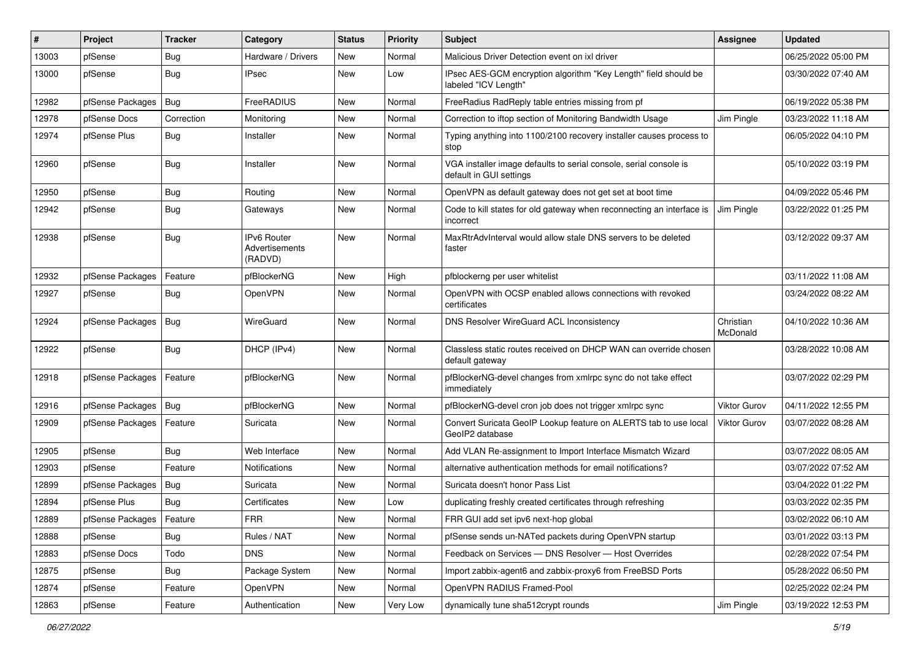| # | Project | Tracker | Category | Status | Priority | Subject | Assignee | Updated |
|---|---|---|---|---|---|---|---|---|
| 13003 | pfSense | Bug | Hardware / Drivers | New | Normal | Malicious Driver Detection event on ixl driver | | 06/25/2022 05:00 PM |
| 13000 | pfSense | Bug | IPsec | New | Low | IPsec AES-GCM encryption algorithm "Key Length" field should be labeled "ICV Length" | | 03/30/2022 07:40 AM |
| 12982 | pfSense Packages | Bug | FreeRADIUS | New | Normal | FreeRadius RadReply table entries missing from pf | | 06/19/2022 05:38 PM |
| 12978 | pfSense Docs | Correction | Monitoring | New | Normal | Correction to iftop section of Monitoring Bandwidth Usage | Jim Pingle | 03/23/2022 11:18 AM |
| 12974 | pfSense Plus | Bug | Installer | New | Normal | Typing anything into 1100/2100 recovery installer causes process to stop | | 06/05/2022 04:10 PM |
| 12960 | pfSense | Bug | Installer | New | Normal | VGA installer image defaults to serial console, serial console is default in GUI settings | | 05/10/2022 03:19 PM |
| 12950 | pfSense | Bug | Routing | New | Normal | OpenVPN as default gateway does not get set at boot time | | 04/09/2022 05:46 PM |
| 12942 | pfSense | Bug | Gateways | New | Normal | Code to kill states for old gateway when reconnecting an interface is incorrect | Jim Pingle | 03/22/2022 01:25 PM |
| 12938 | pfSense | Bug | IPv6 Router Advertisements (RADVD) | New | Normal | MaxRtrAdvInterval would allow stale DNS servers to be deleted faster | | 03/12/2022 09:37 AM |
| 12932 | pfSense Packages | Feature | pfBlockerNG | New | High | pfblockerng per user whitelist | | 03/11/2022 11:08 AM |
| 12927 | pfSense | Bug | OpenVPN | New | Normal | OpenVPN with OCSP enabled allows connections with revoked certificates | | 03/24/2022 08:22 AM |
| 12924 | pfSense Packages | Bug | WireGuard | New | Normal | DNS Resolver WireGuard ACL Inconsistency | Christian McDonald | 04/10/2022 10:36 AM |
| 12922 | pfSense | Bug | DHCP (IPv4) | New | Normal | Classless static routes received on DHCP WAN can override chosen default gateway | | 03/28/2022 10:08 AM |
| 12918 | pfSense Packages | Feature | pfBlockerNG | New | Normal | pfBlockerNG-devel changes from xmlrpc sync do not take effect immediately | | 03/07/2022 02:29 PM |
| 12916 | pfSense Packages | Bug | pfBlockerNG | New | Normal | pfBlockerNG-devel cron job does not trigger xmlrpc sync | Viktor Gurov | 04/11/2022 12:55 PM |
| 12909 | pfSense Packages | Feature | Suricata | New | Normal | Convert Suricata GeoIP Lookup feature on ALERTS tab to use local GeoIP2 database | Viktor Gurov | 03/07/2022 08:28 AM |
| 12905 | pfSense | Bug | Web Interface | New | Normal | Add VLAN Re-assignment to Import Interface Mismatch Wizard | | 03/07/2022 08:05 AM |
| 12903 | pfSense | Feature | Notifications | New | Normal | alternative authentication methods for email notifications? | | 03/07/2022 07:52 AM |
| 12899 | pfSense Packages | Bug | Suricata | New | Normal | Suricata doesn't honor Pass List | | 03/04/2022 01:22 PM |
| 12894 | pfSense Plus | Bug | Certificates | New | Low | duplicating freshly created certificates through refreshing | | 03/03/2022 02:35 PM |
| 12889 | pfSense Packages | Feature | FRR | New | Normal | FRR GUI add set ipv6 next-hop global | | 03/02/2022 06:10 AM |
| 12888 | pfSense | Bug | Rules / NAT | New | Normal | pfSense sends un-NATed packets during OpenVPN startup | | 03/01/2022 03:13 PM |
| 12883 | pfSense Docs | Todo | DNS | New | Normal | Feedback on Services — DNS Resolver — Host Overrides | | 02/28/2022 07:54 PM |
| 12875 | pfSense | Bug | Package System | New | Normal | Import zabbix-agent6 and zabbix-proxy6 from FreeBSD Ports | | 05/28/2022 06:50 PM |
| 12874 | pfSense | Feature | OpenVPN | New | Normal | OpenVPN RADIUS Framed-Pool | | 02/25/2022 02:24 PM |
| 12863 | pfSense | Feature | Authentication | New | Very Low | dynamically tune sha512crypt rounds | Jim Pingle | 03/19/2022 12:53 PM |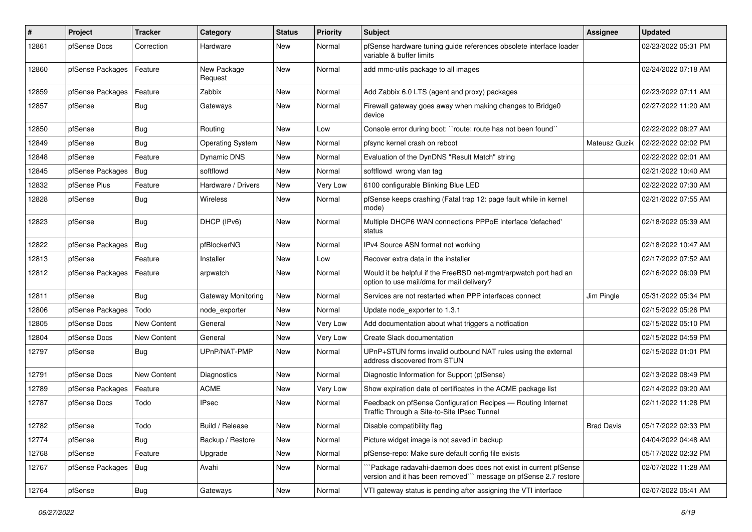| # | Project | Tracker | Category | Status | Priority | Subject | Assignee | Updated |
|---|---|---|---|---|---|---|---|---|
| 12861 | pfSense Docs | Correction | Hardware | New | Normal | pfSense hardware tuning guide references obsolete interface loader variable & buffer limits | | 02/23/2022 05:31 PM |
| 12860 | pfSense Packages | Feature | New Package Request | New | Normal | add mmc-utils package to all images | | 02/24/2022 07:18 AM |
| 12859 | pfSense Packages | Feature | Zabbix | New | Normal | Add Zabbix 6.0 LTS (agent and proxy) packages | | 02/23/2022 07:11 AM |
| 12857 | pfSense | Bug | Gateways | New | Normal | Firewall gateway goes away when making changes to Bridge0 device | | 02/27/2022 11:20 AM |
| 12850 | pfSense | Bug | Routing | New | Low | Console error during boot: ``route: route has not been found`` | | 02/22/2022 08:27 AM |
| 12849 | pfSense | Bug | Operating System | New | Normal | pfsync kernel crash on reboot | Mateusz Guzik | 02/22/2022 02:02 PM |
| 12848 | pfSense | Feature | Dynamic DNS | New | Normal | Evaluation of the DynDNS "Result Match" string | | 02/22/2022 02:01 AM |
| 12845 | pfSense Packages | Bug | softflowd | New | Normal | softflowd wrong vlan tag | | 02/21/2022 10:40 AM |
| 12832 | pfSense Plus | Feature | Hardware / Drivers | New | Very Low | 6100 configurable Blinking Blue LED | | 02/22/2022 07:30 AM |
| 12828 | pfSense | Bug | Wireless | New | Normal | pfSense keeps crashing (Fatal trap 12: page fault while in kernel mode) | | 02/21/2022 07:55 AM |
| 12823 | pfSense | Bug | DHCP (IPv6) | New | Normal | Multiple DHCP6 WAN connections PPPoE interface 'defached' status | | 02/18/2022 05:39 AM |
| 12822 | pfSense Packages | Bug | pfBlockerNG | New | Normal | IPv4 Source ASN format not working | | 02/18/2022 10:47 AM |
| 12813 | pfSense | Feature | Installer | New | Low | Recover extra data in the installer | | 02/17/2022 07:52 AM |
| 12812 | pfSense Packages | Feature | arpwatch | New | Normal | Would it be helpful if the FreeBSD net-mgmt/arpwatch port had an option to use mail/dma for mail delivery? | | 02/16/2022 06:09 PM |
| 12811 | pfSense | Bug | Gateway Monitoring | New | Normal | Services are not restarted when PPP interfaces connect | Jim Pingle | 05/31/2022 05:34 PM |
| 12806 | pfSense Packages | Todo | node_exporter | New | Normal | Update node_exporter to 1.3.1 | | 02/15/2022 05:26 PM |
| 12805 | pfSense Docs | New Content | General | New | Very Low | Add documentation about what triggers a notfication | | 02/15/2022 05:10 PM |
| 12804 | pfSense Docs | New Content | General | New | Very Low | Create Slack documentation | | 02/15/2022 04:59 PM |
| 12797 | pfSense | Bug | UPnP/NAT-PMP | New | Normal | UPnP+STUN forms invalid outbound NAT rules using the external address discovered from STUN | | 02/15/2022 01:01 PM |
| 12791 | pfSense Docs | New Content | Diagnostics | New | Normal | Diagnostic Information for Support (pfSense) | | 02/13/2022 08:49 PM |
| 12789 | pfSense Packages | Feature | ACME | New | Very Low | Show expiration date of certificates in the ACME package list | | 02/14/2022 09:20 AM |
| 12787 | pfSense Docs | Todo | IPsec | New | Normal | Feedback on pfSense Configuration Recipes — Routing Internet Traffic Through a Site-to-Site IPsec Tunnel | | 02/11/2022 11:28 PM |
| 12782 | pfSense | Todo | Build / Release | New | Normal | Disable compatibility flag | Brad Davis | 05/17/2022 02:33 PM |
| 12774 | pfSense | Bug | Backup / Restore | New | Normal | Picture widget image is not saved in backup | | 04/04/2022 04:48 AM |
| 12768 | pfSense | Feature | Upgrade | New | Normal | pfSense-repo: Make sure default config file exists | | 05/17/2022 02:32 PM |
| 12767 | pfSense Packages | Bug | Avahi | New | Normal | ```Package radavahi-daemon does not exist in current pfSense version and it has been removed``` message on pfSense 2.7 restore | | 02/07/2022 11:28 AM |
| 12764 | pfSense | Bug | Gateways | New | Normal | VTI gateway status is pending after assigning the VTI interface | | 02/07/2022 05:41 AM |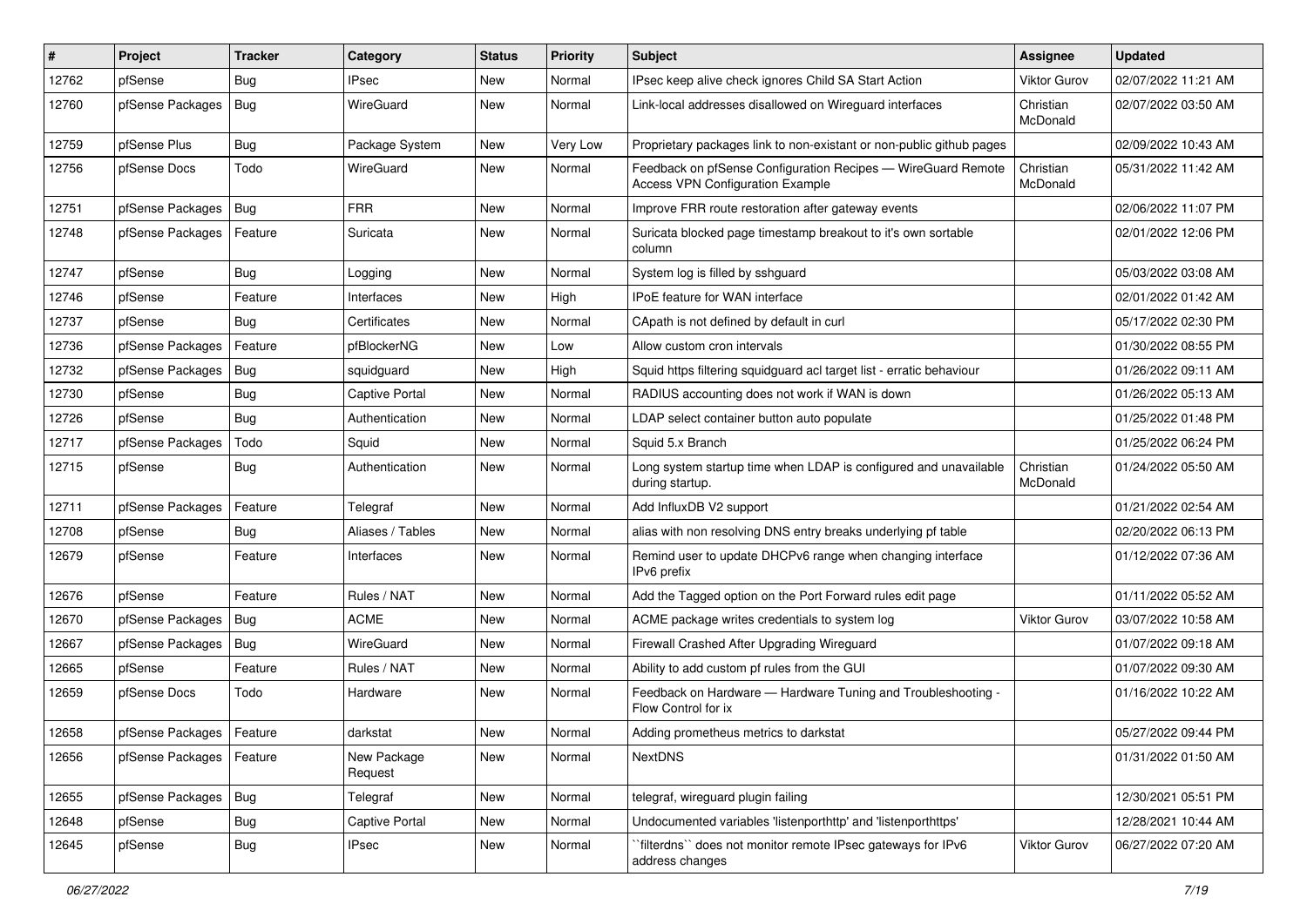| # | Project | Tracker | Category | Status | Priority | Subject | Assignee | Updated |
|---|---|---|---|---|---|---|---|---|
| 12762 | pfSense | Bug | IPsec | New | Normal | IPsec keep alive check ignores Child SA Start Action | Viktor Gurov | 02/07/2022 11:21 AM |
| 12760 | pfSense Packages | Bug | WireGuard | New | Normal | Link-local addresses disallowed on Wireguard interfaces | Christian McDonald | 02/07/2022 03:50 AM |
| 12759 | pfSense Plus | Bug | Package System | New | Very Low | Proprietary packages link to non-existant or non-public github pages | | 02/09/2022 10:43 AM |
| 12756 | pfSense Docs | Todo | WireGuard | New | Normal | Feedback on pfSense Configuration Recipes — WireGuard Remote Access VPN Configuration Example | Christian McDonald | 05/31/2022 11:42 AM |
| 12751 | pfSense Packages | Bug | FRR | New | Normal | Improve FRR route restoration after gateway events | | 02/06/2022 11:07 PM |
| 12748 | pfSense Packages | Feature | Suricata | New | Normal | Suricata blocked page timestamp breakout to it's own sortable column | | 02/01/2022 12:06 PM |
| 12747 | pfSense | Bug | Logging | New | Normal | System log is filled by sshguard | | 05/03/2022 03:08 AM |
| 12746 | pfSense | Feature | Interfaces | New | High | IPoE feature for WAN interface | | 02/01/2022 01:42 AM |
| 12737 | pfSense | Bug | Certificates | New | Normal | CApath is not defined by default in curl | | 05/17/2022 02:30 PM |
| 12736 | pfSense Packages | Feature | pfBlockerNG | New | Low | Allow custom cron intervals | | 01/30/2022 08:55 PM |
| 12732 | pfSense Packages | Bug | squidguard | New | High | Squid https filtering squidguard acl target list - erratic behaviour | | 01/26/2022 09:11 AM |
| 12730 | pfSense | Bug | Captive Portal | New | Normal | RADIUS accounting does not work if WAN is down | | 01/26/2022 05:13 AM |
| 12726 | pfSense | Bug | Authentication | New | Normal | LDAP select container button auto populate | | 01/25/2022 01:48 PM |
| 12717 | pfSense Packages | Todo | Squid | New | Normal | Squid 5.x Branch | | 01/25/2022 06:24 PM |
| 12715 | pfSense | Bug | Authentication | New | Normal | Long system startup time when LDAP is configured and unavailable during startup. | Christian McDonald | 01/24/2022 05:50 AM |
| 12711 | pfSense Packages | Feature | Telegraf | New | Normal | Add InfluxDB V2 support | | 01/21/2022 02:54 AM |
| 12708 | pfSense | Bug | Aliases / Tables | New | Normal | alias with non resolving DNS entry breaks underlying pf table | | 02/20/2022 06:13 PM |
| 12679 | pfSense | Feature | Interfaces | New | Normal | Remind user to update DHCPv6 range when changing interface IPv6 prefix | | 01/12/2022 07:36 AM |
| 12676 | pfSense | Feature | Rules / NAT | New | Normal | Add the Tagged option on the Port Forward rules edit page | | 01/11/2022 05:52 AM |
| 12670 | pfSense Packages | Bug | ACME | New | Normal | ACME package writes credentials to system log | Viktor Gurov | 03/07/2022 10:58 AM |
| 12667 | pfSense Packages | Bug | WireGuard | New | Normal | Firewall Crashed After Upgrading Wireguard | | 01/07/2022 09:18 AM |
| 12665 | pfSense | Feature | Rules / NAT | New | Normal | Ability to add custom pf rules from the GUI | | 01/07/2022 09:30 AM |
| 12659 | pfSense Docs | Todo | Hardware | New | Normal | Feedback on Hardware — Hardware Tuning and Troubleshooting - Flow Control for ix | | 01/16/2022 10:22 AM |
| 12658 | pfSense Packages | Feature | darkstat | New | Normal | Adding prometheus metrics to darkstat | | 05/27/2022 09:44 PM |
| 12656 | pfSense Packages | Feature | New Package Request | New | Normal | NextDNS | | 01/31/2022 01:50 AM |
| 12655 | pfSense Packages | Bug | Telegraf | New | Normal | telegraf, wireguard plugin failing | | 12/30/2021 05:51 PM |
| 12648 | pfSense | Bug | Captive Portal | New | Normal | Undocumented variables 'listenporthttp' and 'listenporthttps' | | 12/28/2021 10:44 AM |
| 12645 | pfSense | Bug | IPsec | New | Normal | ``filterdns`` does not monitor remote IPsec gateways for IPv6 address changes | Viktor Gurov | 06/27/2022 07:20 AM |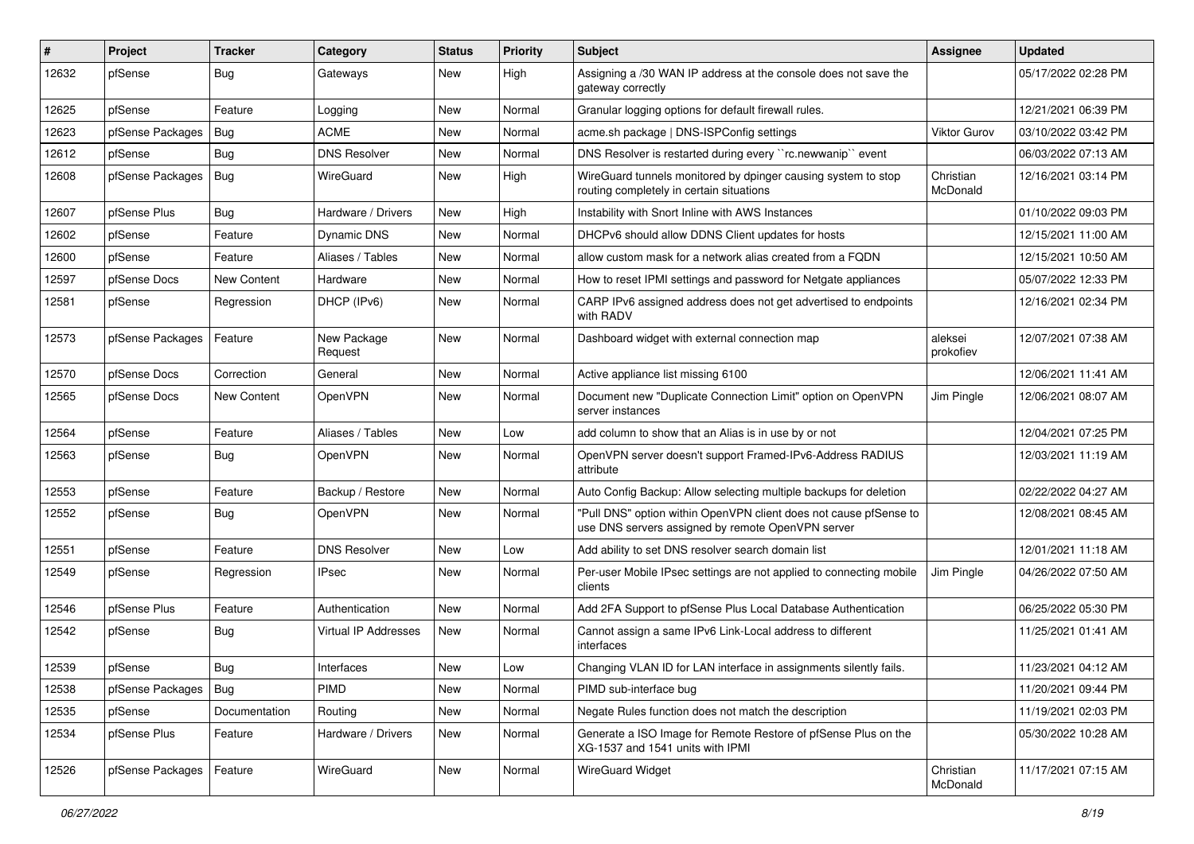| # | Project | Tracker | Category | Status | Priority | Subject | Assignee | Updated |
|---|---|---|---|---|---|---|---|---|
| 12632 | pfSense | Bug | Gateways | New | High | Assigning a /30 WAN IP address at the console does not save the gateway correctly | | 05/17/2022 02:28 PM |
| 12625 | pfSense | Feature | Logging | New | Normal | Granular logging options for default firewall rules. | | 12/21/2021 06:39 PM |
| 12623 | pfSense Packages | Bug | ACME | New | Normal | acme.sh package \| DNS-ISPConfig settings | Viktor Gurov | 03/10/2022 03:42 PM |
| 12612 | pfSense | Bug | DNS Resolver | New | Normal | DNS Resolver is restarted during every ``rc.newwanip`` event | | 06/03/2022 07:13 AM |
| 12608 | pfSense Packages | Bug | WireGuard | New | High | WireGuard tunnels monitored by dpinger causing system to stop routing completely in certain situations | Christian McDonald | 12/16/2021 03:14 PM |
| 12607 | pfSense Plus | Bug | Hardware / Drivers | New | High | Instability with Snort Inline with AWS Instances | | 01/10/2022 09:03 PM |
| 12602 | pfSense | Feature | Dynamic DNS | New | Normal | DHCPv6 should allow DDNS Client updates for hosts | | 12/15/2021 11:00 AM |
| 12600 | pfSense | Feature | Aliases / Tables | New | Normal | allow custom mask for a network alias created from a FQDN | | 12/15/2021 10:50 AM |
| 12597 | pfSense Docs | New Content | Hardware | New | Normal | How to reset IPMI settings and password for Netgate appliances | | 05/07/2022 12:33 PM |
| 12581 | pfSense | Regression | DHCP (IPv6) | New | Normal | CARP IPv6 assigned address does not get advertised to endpoints with RADV | | 12/16/2021 02:34 PM |
| 12573 | pfSense Packages | Feature | New Package Request | New | Normal | Dashboard widget with external connection map | aleksei prokofiev | 12/07/2021 07:38 AM |
| 12570 | pfSense Docs | Correction | General | New | Normal | Active appliance list missing 6100 | | 12/06/2021 11:41 AM |
| 12565 | pfSense Docs | New Content | OpenVPN | New | Normal | Document new "Duplicate Connection Limit" option on OpenVPN server instances | Jim Pingle | 12/06/2021 08:07 AM |
| 12564 | pfSense | Feature | Aliases / Tables | New | Low | add column to show that an Alias is in use by or not | | 12/04/2021 07:25 PM |
| 12563 | pfSense | Bug | OpenVPN | New | Normal | OpenVPN server doesn't support Framed-IPv6-Address RADIUS attribute | | 12/03/2021 11:19 AM |
| 12553 | pfSense | Feature | Backup / Restore | New | Normal | Auto Config Backup: Allow selecting multiple backups for deletion | | 02/22/2022 04:27 AM |
| 12552 | pfSense | Bug | OpenVPN | New | Normal | "Pull DNS" option within OpenVPN client does not cause pfSense to use DNS servers assigned by remote OpenVPN server | | 12/08/2021 08:45 AM |
| 12551 | pfSense | Feature | DNS Resolver | New | Low | Add ability to set DNS resolver search domain list | | 12/01/2021 11:18 AM |
| 12549 | pfSense | Regression | IPsec | New | Normal | Per-user Mobile IPsec settings are not applied to connecting mobile clients | Jim Pingle | 04/26/2022 07:50 AM |
| 12546 | pfSense Plus | Feature | Authentication | New | Normal | Add 2FA Support to pfSense Plus Local Database Authentication | | 06/25/2022 05:30 PM |
| 12542 | pfSense | Bug | Virtual IP Addresses | New | Normal | Cannot assign a same IPv6 Link-Local address to different interfaces | | 11/25/2021 01:41 AM |
| 12539 | pfSense | Bug | Interfaces | New | Low | Changing VLAN ID for LAN interface in assignments silently fails. | | 11/23/2021 04:12 AM |
| 12538 | pfSense Packages | Bug | PIMD | New | Normal | PIMD sub-interface bug | | 11/20/2021 09:44 PM |
| 12535 | pfSense | Documentation | Routing | New | Normal | Negate Rules function does not match the description | | 11/19/2021 02:03 PM |
| 12534 | pfSense Plus | Feature | Hardware / Drivers | New | Normal | Generate a ISO Image for Remote Restore of pfSense Plus on the XG-1537 and 1541 units with IPMI | | 05/30/2022 10:28 AM |
| 12526 | pfSense Packages | Feature | WireGuard | New | Normal | WireGuard Widget | Christian McDonald | 11/17/2021 07:15 AM |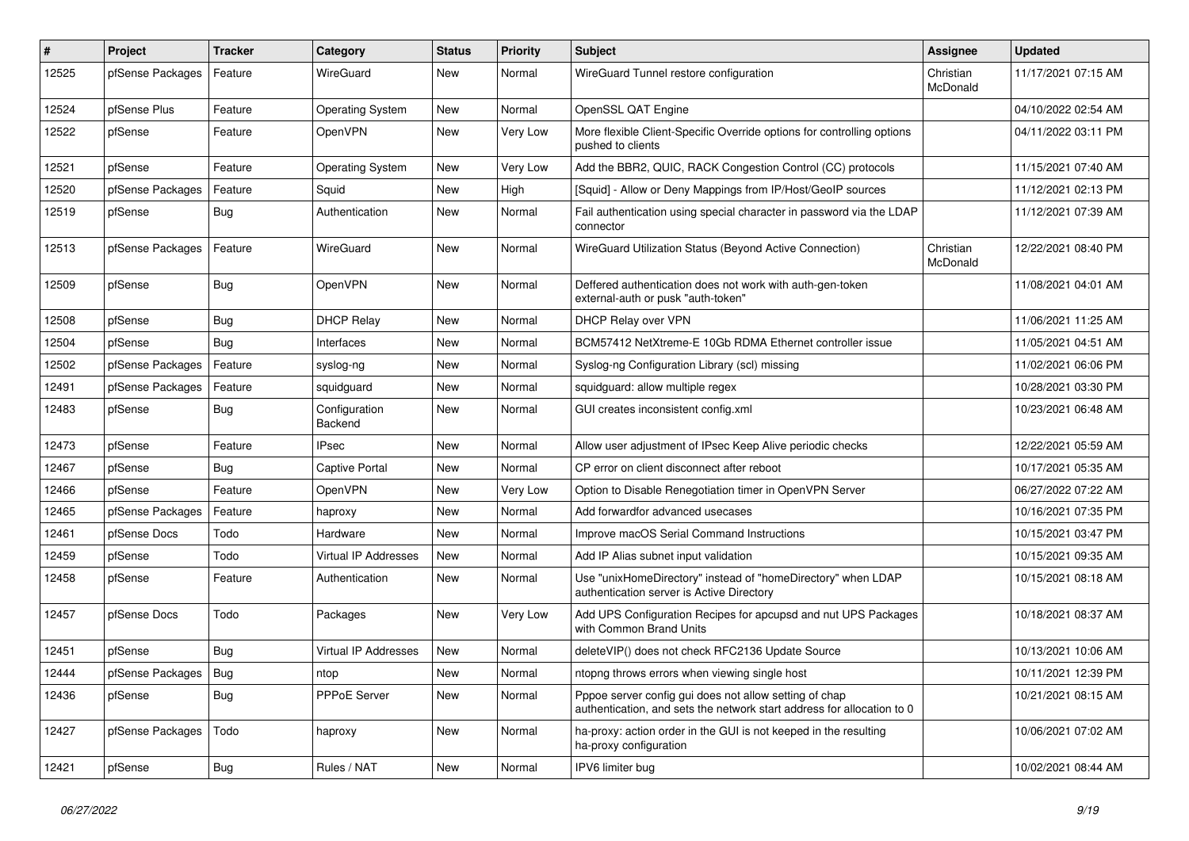| # | Project | Tracker | Category | Status | Priority | Subject | Assignee | Updated |
|---|---|---|---|---|---|---|---|---|
| 12525 | pfSense Packages | Feature | WireGuard | New | Normal | WireGuard Tunnel restore configuration | Christian McDonald | 11/17/2021 07:15 AM |
| 12524 | pfSense Plus | Feature | Operating System | New | Normal | OpenSSL QAT Engine | | 04/10/2022 02:54 AM |
| 12522 | pfSense | Feature | OpenVPN | New | Very Low | More flexible Client-Specific Override options for controlling options pushed to clients | | 04/11/2022 03:11 PM |
| 12521 | pfSense | Feature | Operating System | New | Very Low | Add the BBR2, QUIC, RACK Congestion Control (CC) protocols | | 11/15/2021 07:40 AM |
| 12520 | pfSense Packages | Feature | Squid | New | High | [Squid] - Allow or Deny Mappings from IP/Host/GeoIP sources | | 11/12/2021 02:13 PM |
| 12519 | pfSense | Bug | Authentication | New | Normal | Fail authentication using special character in password via the LDAP connector | | 11/12/2021 07:39 AM |
| 12513 | pfSense Packages | Feature | WireGuard | New | Normal | WireGuard Utilization Status (Beyond Active Connection) | Christian McDonald | 12/22/2021 08:40 PM |
| 12509 | pfSense | Bug | OpenVPN | New | Normal | Deffered authentication does not work with auth-gen-token external-auth or pusk "auth-token" | | 11/08/2021 04:01 AM |
| 12508 | pfSense | Bug | DHCP Relay | New | Normal | DHCP Relay over VPN | | 11/06/2021 11:25 AM |
| 12504 | pfSense | Bug | Interfaces | New | Normal | BCM57412 NetXtreme-E 10Gb RDMA Ethernet controller issue | | 11/05/2021 04:51 AM |
| 12502 | pfSense Packages | Feature | syslog-ng | New | Normal | Syslog-ng Configuration Library (scl) missing | | 11/02/2021 06:06 PM |
| 12491 | pfSense Packages | Feature | squidguard | New | Normal | squidguard: allow multiple regex | | 10/28/2021 03:30 PM |
| 12483 | pfSense | Bug | Configuration Backend | New | Normal | GUI creates inconsistent config.xml | | 10/23/2021 06:48 AM |
| 12473 | pfSense | Feature | IPsec | New | Normal | Allow user adjustment of IPsec Keep Alive periodic checks | | 12/22/2021 05:59 AM |
| 12467 | pfSense | Bug | Captive Portal | New | Normal | CP error on client disconnect after reboot | | 10/17/2021 05:35 AM |
| 12466 | pfSense | Feature | OpenVPN | New | Very Low | Option to Disable Renegotiation timer in OpenVPN Server | | 06/27/2022 07:22 AM |
| 12465 | pfSense Packages | Feature | haproxy | New | Normal | Add forwardfor advanced usecases | | 10/16/2021 07:35 PM |
| 12461 | pfSense Docs | Todo | Hardware | New | Normal | Improve macOS Serial Command Instructions | | 10/15/2021 03:47 PM |
| 12459 | pfSense | Todo | Virtual IP Addresses | New | Normal | Add IP Alias subnet input validation | | 10/15/2021 09:35 AM |
| 12458 | pfSense | Feature | Authentication | New | Normal | Use "unixHomeDirectory" instead of "homeDirectory" when LDAP authentication server is Active Directory | | 10/15/2021 08:18 AM |
| 12457 | pfSense Docs | Todo | Packages | New | Very Low | Add UPS Configuration Recipes for apcupsd and nut UPS Packages with Common Brand Units | | 10/18/2021 08:37 AM |
| 12451 | pfSense | Bug | Virtual IP Addresses | New | Normal | deleteVIP() does not check RFC2136 Update Source | | 10/13/2021 10:06 AM |
| 12444 | pfSense Packages | Bug | ntop | New | Normal | ntopng throws errors when viewing single host | | 10/11/2021 12:39 PM |
| 12436 | pfSense | Bug | PPPoE Server | New | Normal | Pppoe server config gui does not allow setting of chap authentication, and sets the network start address for allocation to 0 | | 10/21/2021 08:15 AM |
| 12427 | pfSense Packages | Todo | haproxy | New | Normal | ha-proxy: action order in the GUI is not keeped in the resulting ha-proxy configuration | | 10/06/2021 07:02 AM |
| 12421 | pfSense | Bug | Rules / NAT | New | Normal | IPV6 limiter bug | | 10/02/2021 08:44 AM |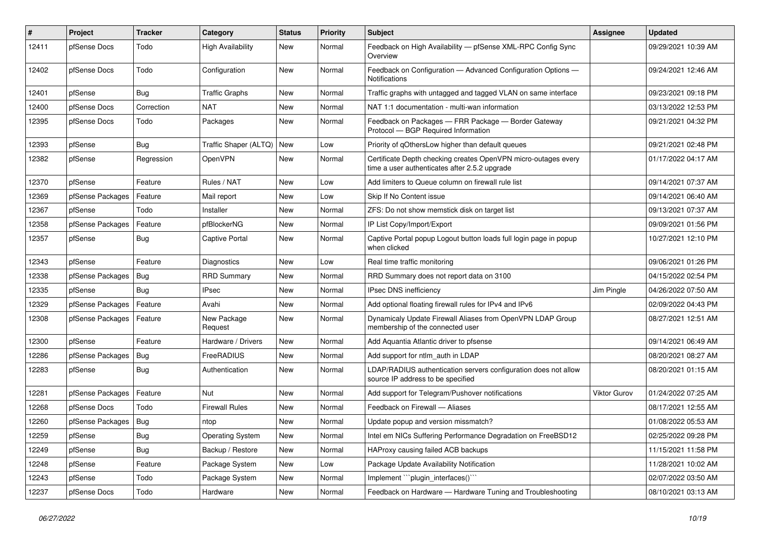| # | Project | Tracker | Category | Status | Priority | Subject | Assignee | Updated |
|---|---|---|---|---|---|---|---|---|
| 12411 | pfSense Docs | Todo | High Availability | New | Normal | Feedback on High Availability — pfSense XML-RPC Config Sync Overview | | 09/29/2021 10:39 AM |
| 12402 | pfSense Docs | Todo | Configuration | New | Normal | Feedback on Configuration — Advanced Configuration Options — Notifications | | 09/24/2021 12:46 AM |
| 12401 | pfSense | Bug | Traffic Graphs | New | Normal | Traffic graphs with untagged and tagged VLAN on same interface | | 09/23/2021 09:18 PM |
| 12400 | pfSense Docs | Correction | NAT | New | Normal | NAT 1:1 documentation - multi-wan information | | 03/13/2022 12:53 PM |
| 12395 | pfSense Docs | Todo | Packages | New | Normal | Feedback on Packages — FRR Package — Border Gateway Protocol — BGP Required Information | | 09/21/2021 04:32 PM |
| 12393 | pfSense | Bug | Traffic Shaper (ALTQ) | New | Low | Priority of qOthersLow higher than default queues | | 09/21/2021 02:48 PM |
| 12382 | pfSense | Regression | OpenVPN | New | Normal | Certificate Depth checking creates OpenVPN micro-outages every time a user authenticates after 2.5.2 upgrade | | 01/17/2022 04:17 AM |
| 12370 | pfSense | Feature | Rules / NAT | New | Low | Add limiters to Queue column on firewall rule list | | 09/14/2021 07:37 AM |
| 12369 | pfSense Packages | Feature | Mail report | New | Low | Skip If No Content issue | | 09/14/2021 06:40 AM |
| 12367 | pfSense | Todo | Installer | New | Normal | ZFS: Do not show memstick disk on target list | | 09/13/2021 07:37 AM |
| 12358 | pfSense Packages | Feature | pfBlockerNG | New | Normal | IP List Copy/Import/Export | | 09/09/2021 01:56 PM |
| 12357 | pfSense | Bug | Captive Portal | New | Normal | Captive Portal popup Logout button loads full login page in popup when clicked | | 10/27/2021 12:10 PM |
| 12343 | pfSense | Feature | Diagnostics | New | Low | Real time traffic monitoring | | 09/06/2021 01:26 PM |
| 12338 | pfSense Packages | Bug | RRD Summary | New | Normal | RRD Summary does not report data on 3100 | | 04/15/2022 02:54 PM |
| 12335 | pfSense | Bug | IPsec | New | Normal | IPsec DNS inefficiency | Jim Pingle | 04/26/2022 07:50 AM |
| 12329 | pfSense Packages | Feature | Avahi | New | Normal | Add optional floating firewall rules for IPv4 and IPv6 | | 02/09/2022 04:43 PM |
| 12308 | pfSense Packages | Feature | New Package Request | New | Normal | Dynamicaly Update Firewall Aliases from OpenVPN LDAP Group membership of the connected user | | 08/27/2021 12:51 AM |
| 12300 | pfSense | Feature | Hardware / Drivers | New | Normal | Add Aquantia Atlantic driver to pfsense | | 09/14/2021 06:49 AM |
| 12286 | pfSense Packages | Bug | FreeRADIUS | New | Normal | Add support for ntlm_auth in LDAP | | 08/20/2021 08:27 AM |
| 12283 | pfSense | Bug | Authentication | New | Normal | LDAP/RADIUS authentication servers configuration does not allow source IP address to be specified | | 08/20/2021 01:15 AM |
| 12281 | pfSense Packages | Feature | Nut | New | Normal | Add support for Telegram/Pushover notifications | Viktor Gurov | 01/24/2022 07:25 AM |
| 12268 | pfSense Docs | Todo | Firewall Rules | New | Normal | Feedback on Firewall — Aliases | | 08/17/2021 12:55 AM |
| 12260 | pfSense Packages | Bug | ntop | New | Normal | Update popup and version missmatch? | | 01/08/2022 05:53 AM |
| 12259 | pfSense | Bug | Operating System | New | Normal | Intel em NICs Suffering Performance Degradation on FreeBSD12 | | 02/25/2022 09:28 PM |
| 12249 | pfSense | Bug | Backup / Restore | New | Normal | HAProxy causing failed ACB backups | | 11/15/2021 11:58 PM |
| 12248 | pfSense | Feature | Package System | New | Low | Package Update Availability Notification | | 11/28/2021 10:02 AM |
| 12243 | pfSense | Todo | Package System | New | Normal | Implement ```plugin_interfaces()``` | | 02/07/2022 03:50 AM |
| 12237 | pfSense Docs | Todo | Hardware | New | Normal | Feedback on Hardware — Hardware Tuning and Troubleshooting | | 08/10/2021 03:13 AM |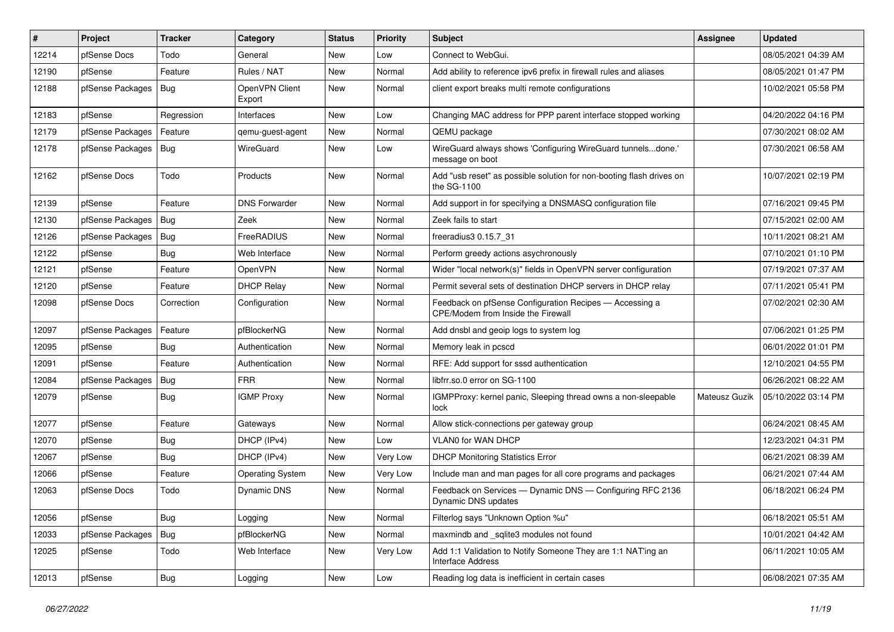| # | Project | Tracker | Category | Status | Priority | Subject | Assignee | Updated |
|---|---|---|---|---|---|---|---|---|
| 12214 | pfSense Docs | Todo | General | New | Low | Connect to WebGui. | | 08/05/2021 04:39 AM |
| 12190 | pfSense | Feature | Rules / NAT | New | Normal | Add ability to reference ipv6 prefix in firewall rules and aliases | | 08/05/2021 01:47 PM |
| 12188 | pfSense Packages | Bug | OpenVPN Client Export | New | Normal | client export breaks multi remote configurations | | 10/02/2021 05:58 PM |
| 12183 | pfSense | Regression | Interfaces | New | Low | Changing MAC address for PPP parent interface stopped working | | 04/20/2022 04:16 PM |
| 12179 | pfSense Packages | Feature | qemu-guest-agent | New | Normal | QEMU package | | 07/30/2021 08:02 AM |
| 12178 | pfSense Packages | Bug | WireGuard | New | Low | WireGuard always shows 'Configuring WireGuard tunnels...done.' message on boot | | 07/30/2021 06:58 AM |
| 12162 | pfSense Docs | Todo | Products | New | Normal | Add "usb reset" as possible solution for non-booting flash drives on the SG-1100 | | 10/07/2021 02:19 PM |
| 12139 | pfSense | Feature | DNS Forwarder | New | Normal | Add support in for specifying a DNSMASQ configuration file | | 07/16/2021 09:45 PM |
| 12130 | pfSense Packages | Bug | Zeek | New | Normal | Zeek fails to start | | 07/15/2021 02:00 AM |
| 12126 | pfSense Packages | Bug | FreeRADIUS | New | Normal | freeradius3 0.15.7_31 | | 10/11/2021 08:21 AM |
| 12122 | pfSense | Bug | Web Interface | New | Normal | Perform greedy actions asychronously | | 07/10/2021 01:10 PM |
| 12121 | pfSense | Feature | OpenVPN | New | Normal | Wider "local network(s)" fields in OpenVPN server configuration | | 07/19/2021 07:37 AM |
| 12120 | pfSense | Feature | DHCP Relay | New | Normal | Permit several sets of destination DHCP servers in DHCP relay | | 07/11/2021 05:41 PM |
| 12098 | pfSense Docs | Correction | Configuration | New | Normal | Feedback on pfSense Configuration Recipes — Accessing a CPE/Modem from Inside the Firewall | | 07/02/2021 02:30 AM |
| 12097 | pfSense Packages | Feature | pfBlockerNG | New | Normal | Add dnsbl and geoip logs to system log | | 07/06/2021 01:25 PM |
| 12095 | pfSense | Bug | Authentication | New | Normal | Memory leak in pcscd | | 06/01/2022 01:01 PM |
| 12091 | pfSense | Feature | Authentication | New | Normal | RFE: Add support for sssd authentication | | 12/10/2021 04:55 PM |
| 12084 | pfSense Packages | Bug | FRR | New | Normal | libfrr.so.0 error on SG-1100 | | 06/26/2021 08:22 AM |
| 12079 | pfSense | Bug | IGMP Proxy | New | Normal | IGMPProxy: kernel panic, Sleeping thread owns a non-sleepable lock | Mateusz Guzik | 05/10/2022 03:14 PM |
| 12077 | pfSense | Feature | Gateways | New | Normal | Allow stick-connections per gateway group | | 06/24/2021 08:45 AM |
| 12070 | pfSense | Bug | DHCP (IPv4) | New | Low | VLAN0 for WAN DHCP | | 12/23/2021 04:31 PM |
| 12067 | pfSense | Bug | DHCP (IPv4) | New | Very Low | DHCP Monitoring Statistics Error | | 06/21/2021 08:39 AM |
| 12066 | pfSense | Feature | Operating System | New | Very Low | Include man and man pages for all core programs and packages | | 06/21/2021 07:44 AM |
| 12063 | pfSense Docs | Todo | Dynamic DNS | New | Normal | Feedback on Services — Dynamic DNS — Configuring RFC 2136 Dynamic DNS updates | | 06/18/2021 06:24 PM |
| 12056 | pfSense | Bug | Logging | New | Normal | Filterlog says "Unknown Option %u" | | 06/18/2021 05:51 AM |
| 12033 | pfSense Packages | Bug | pfBlockerNG | New | Normal | maxmindb and _sqlite3 modules not found | | 10/01/2021 04:42 AM |
| 12025 | pfSense | Todo | Web Interface | New | Very Low | Add 1:1 Validation to Notify Someone They are 1:1 NAT'ing an Interface Address | | 06/11/2021 10:05 AM |
| 12013 | pfSense | Bug | Logging | New | Low | Reading log data is inefficient in certain cases | | 06/08/2021 07:35 AM |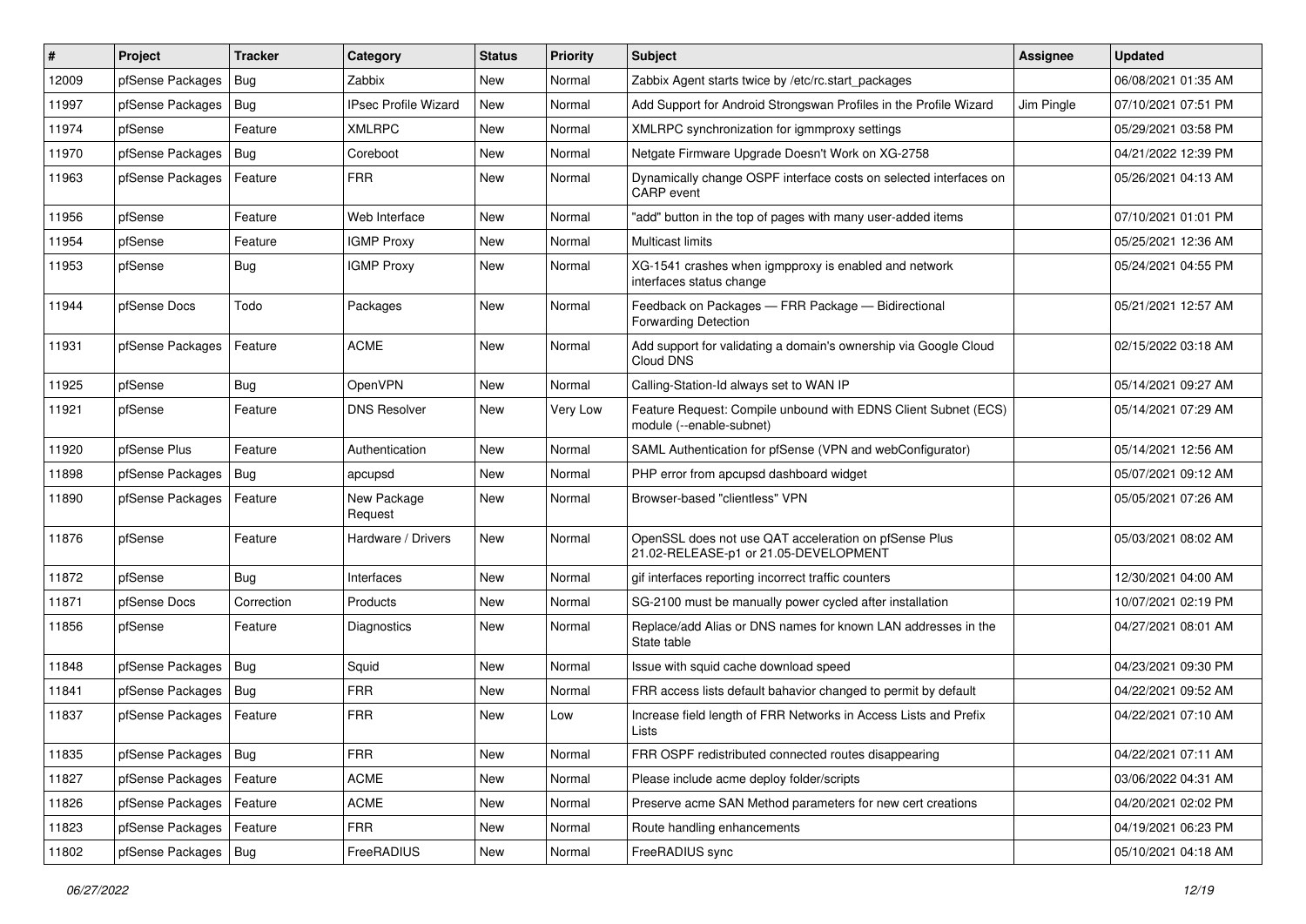| # | Project | Tracker | Category | Status | Priority | Subject | Assignee | Updated |
|---|---|---|---|---|---|---|---|---|
| 12009 | pfSense Packages | Bug | Zabbix | New | Normal | Zabbix Agent starts twice by /etc/rc.start_packages | | 06/08/2021 01:35 AM |
| 11997 | pfSense Packages | Bug | IPsec Profile Wizard | New | Normal | Add Support for Android Strongswan Profiles in the Profile Wizard | Jim Pingle | 07/10/2021 07:51 PM |
| 11974 | pfSense | Feature | XMLRPC | New | Normal | XMLRPC synchronization for igmmproxy settings | | 05/29/2021 03:58 PM |
| 11970 | pfSense Packages | Bug | Coreboot | New | Normal | Netgate Firmware Upgrade Doesn't Work on XG-2758 | | 04/21/2022 12:39 PM |
| 11963 | pfSense Packages | Feature | FRR | New | Normal | Dynamically change OSPF interface costs on selected interfaces on CARP event | | 05/26/2021 04:13 AM |
| 11956 | pfSense | Feature | Web Interface | New | Normal | "add" button in the top of pages with many user-added items | | 07/10/2021 01:01 PM |
| 11954 | pfSense | Feature | IGMP Proxy | New | Normal | Multicast limits | | 05/25/2021 12:36 AM |
| 11953 | pfSense | Bug | IGMP Proxy | New | Normal | XG-1541 crashes when igmpproxy is enabled and network interfaces status change | | 05/24/2021 04:55 PM |
| 11944 | pfSense Docs | Todo | Packages | New | Normal | Feedback on Packages — FRR Package — Bidirectional Forwarding Detection | | 05/21/2021 12:57 AM |
| 11931 | pfSense Packages | Feature | ACME | New | Normal | Add support for validating a domain's ownership via Google Cloud Cloud DNS | | 02/15/2022 03:18 AM |
| 11925 | pfSense | Bug | OpenVPN | New | Normal | Calling-Station-Id always set to WAN IP | | 05/14/2021 09:27 AM |
| 11921 | pfSense | Feature | DNS Resolver | New | Very Low | Feature Request: Compile unbound with EDNS Client Subnet (ECS) module (--enable-subnet) | | 05/14/2021 07:29 AM |
| 11920 | pfSense Plus | Feature | Authentication | New | Normal | SAML Authentication for pfSense (VPN and webConfigurator) | | 05/14/2021 12:56 AM |
| 11898 | pfSense Packages | Bug | apcupsd | New | Normal | PHP error from apcupsd dashboard widget | | 05/07/2021 09:12 AM |
| 11890 | pfSense Packages | Feature | New Package Request | New | Normal | Browser-based "clientless" VPN | | 05/05/2021 07:26 AM |
| 11876 | pfSense | Feature | Hardware / Drivers | New | Normal | OpenSSL does not use QAT acceleration on pfSense Plus 21.02-RELEASE-p1 or 21.05-DEVELOPMENT | | 05/03/2021 08:02 AM |
| 11872 | pfSense | Bug | Interfaces | New | Normal | gif interfaces reporting incorrect traffic counters | | 12/30/2021 04:00 AM |
| 11871 | pfSense Docs | Correction | Products | New | Normal | SG-2100 must be manually power cycled after installation | | 10/07/2021 02:19 PM |
| 11856 | pfSense | Feature | Diagnostics | New | Normal | Replace/add Alias or DNS names for known LAN addresses in the State table | | 04/27/2021 08:01 AM |
| 11848 | pfSense Packages | Bug | Squid | New | Normal | Issue with squid cache download speed | | 04/23/2021 09:30 PM |
| 11841 | pfSense Packages | Bug | FRR | New | Normal | FRR access lists default bahavior changed to permit by default | | 04/22/2021 09:52 AM |
| 11837 | pfSense Packages | Feature | FRR | New | Low | Increase field length of FRR Networks in Access Lists and Prefix Lists | | 04/22/2021 07:10 AM |
| 11835 | pfSense Packages | Bug | FRR | New | Normal | FRR OSPF redistributed connected routes disappearing | | 04/22/2021 07:11 AM |
| 11827 | pfSense Packages | Feature | ACME | New | Normal | Please include acme deploy folder/scripts | | 03/06/2022 04:31 AM |
| 11826 | pfSense Packages | Feature | ACME | New | Normal | Preserve acme SAN Method parameters for new cert creations | | 04/20/2021 02:02 PM |
| 11823 | pfSense Packages | Feature | FRR | New | Normal | Route handling enhancements | | 04/19/2021 06:23 PM |
| 11802 | pfSense Packages | Bug | FreeRADIUS | New | Normal | FreeRADIUS sync | | 05/10/2021 04:18 AM |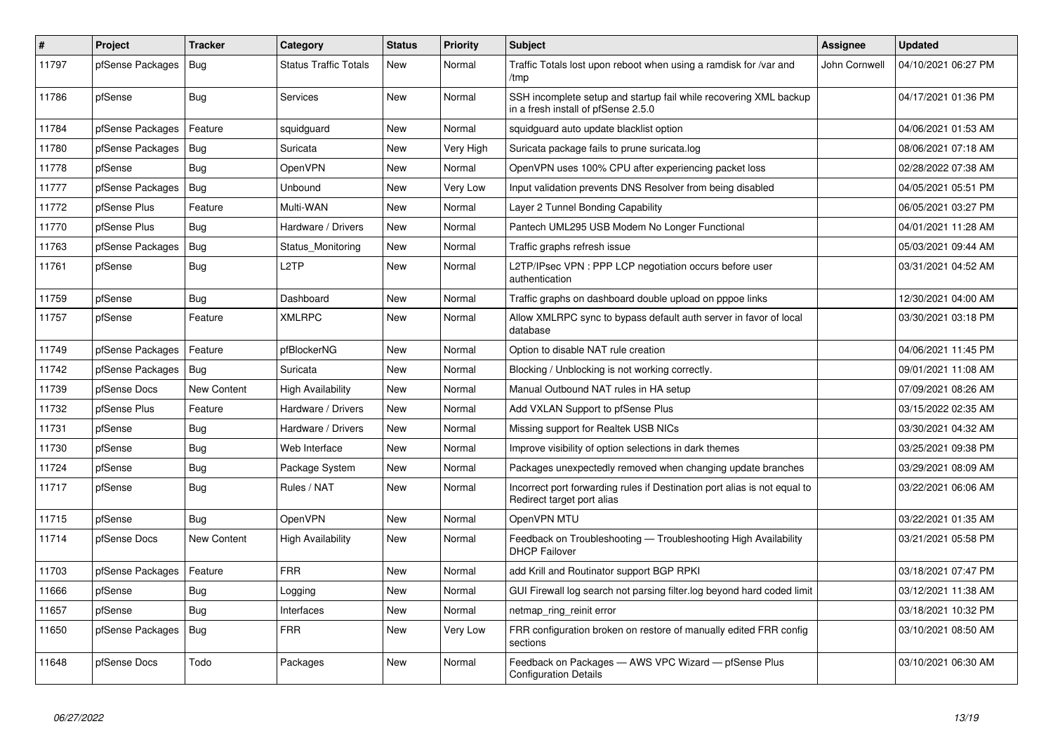| # | Project | Tracker | Category | Status | Priority | Subject | Assignee | Updated |
|---|---|---|---|---|---|---|---|---|
| 11797 | pfSense Packages | Bug | Status Traffic Totals | New | Normal | Traffic Totals lost upon reboot when using a ramdisk for /var and /tmp | John Cornwell | 04/10/2021 06:27 PM |
| 11786 | pfSense | Bug | Services | New | Normal | SSH incomplete setup and startup fail while recovering XML backup in a fresh install of pfSense 2.5.0 | | 04/17/2021 01:36 PM |
| 11784 | pfSense Packages | Feature | squidguard | New | Normal | squidguard auto update blacklist option | | 04/06/2021 01:53 AM |
| 11780 | pfSense Packages | Bug | Suricata | New | Very High | Suricata package fails to prune suricata.log | | 08/06/2021 07:18 AM |
| 11778 | pfSense | Bug | OpenVPN | New | Normal | OpenVPN uses 100% CPU after experiencing packet loss | | 02/28/2022 07:38 AM |
| 11777 | pfSense Packages | Bug | Unbound | New | Very Low | Input validation prevents DNS Resolver from being disabled | | 04/05/2021 05:51 PM |
| 11772 | pfSense Plus | Feature | Multi-WAN | New | Normal | Layer 2 Tunnel Bonding Capability | | 06/05/2021 03:27 PM |
| 11770 | pfSense Plus | Bug | Hardware / Drivers | New | Normal | Pantech UML295 USB Modem No Longer Functional | | 04/01/2021 11:28 AM |
| 11763 | pfSense Packages | Bug | Status_Monitoring | New | Normal | Traffic graphs refresh issue | | 05/03/2021 09:44 AM |
| 11761 | pfSense | Bug | L2TP | New | Normal | L2TP/IPsec VPN : PPP LCP negotiation occurs before user authentication | | 03/31/2021 04:52 AM |
| 11759 | pfSense | Bug | Dashboard | New | Normal | Traffic graphs on dashboard double upload on pppoe links | | 12/30/2021 04:00 AM |
| 11757 | pfSense | Feature | XMLRPC | New | Normal | Allow XMLRPC sync to bypass default auth server in favor of local database | | 03/30/2021 03:18 PM |
| 11749 | pfSense Packages | Feature | pfBlockerNG | New | Normal | Option to disable NAT rule creation | | 04/06/2021 11:45 PM |
| 11742 | pfSense Packages | Bug | Suricata | New | Normal | Blocking / Unblocking is not working correctly. | | 09/01/2021 11:08 AM |
| 11739 | pfSense Docs | New Content | High Availability | New | Normal | Manual Outbound NAT rules in HA setup | | 07/09/2021 08:26 AM |
| 11732 | pfSense Plus | Feature | Hardware / Drivers | New | Normal | Add VXLAN Support to pfSense Plus | | 03/15/2022 02:35 AM |
| 11731 | pfSense | Bug | Hardware / Drivers | New | Normal | Missing support for Realtek USB NICs | | 03/30/2021 04:32 AM |
| 11730 | pfSense | Bug | Web Interface | New | Normal | Improve visibility of option selections in dark themes | | 03/25/2021 09:38 PM |
| 11724 | pfSense | Bug | Package System | New | Normal | Packages unexpectedly removed when changing update branches | | 03/29/2021 08:09 AM |
| 11717 | pfSense | Bug | Rules / NAT | New | Normal | Incorrect port forwarding rules if Destination port alias is not equal to Redirect target port alias | | 03/22/2021 06:06 AM |
| 11715 | pfSense | Bug | OpenVPN | New | Normal | OpenVPN MTU | | 03/22/2021 01:35 AM |
| 11714 | pfSense Docs | New Content | High Availability | New | Normal | Feedback on Troubleshooting — Troubleshooting High Availability DHCP Failover | | 03/21/2021 05:58 PM |
| 11703 | pfSense Packages | Feature | FRR | New | Normal | add Krill and Routinator support BGP RPKI | | 03/18/2021 07:47 PM |
| 11666 | pfSense | Bug | Logging | New | Normal | GUI Firewall log search not parsing filter.log beyond hard coded limit | | 03/12/2021 11:38 AM |
| 11657 | pfSense | Bug | Interfaces | New | Normal | netmap_ring_reinit error | | 03/18/2021 10:32 PM |
| 11650 | pfSense Packages | Bug | FRR | New | Very Low | FRR configuration broken on restore of manually edited FRR config sections | | 03/10/2021 08:50 AM |
| 11648 | pfSense Docs | Todo | Packages | New | Normal | Feedback on Packages — AWS VPC Wizard — pfSense Plus Configuration Details | | 03/10/2021 06:30 AM |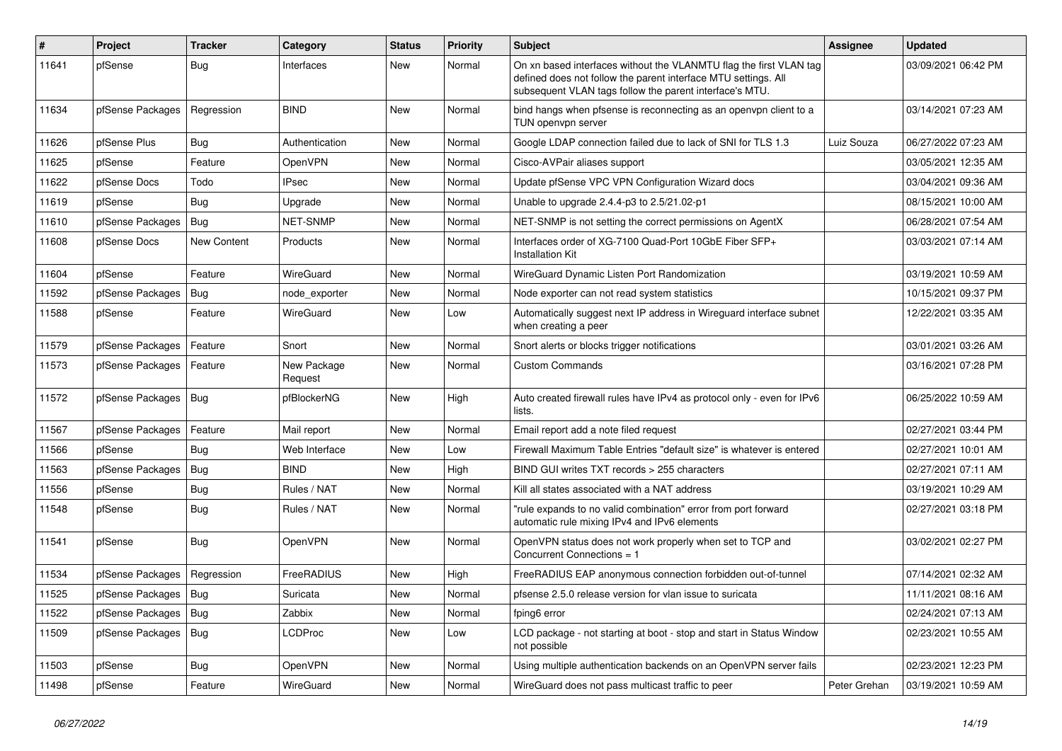| # | Project | Tracker | Category | Status | Priority | Subject | Assignee | Updated |
|---|---|---|---|---|---|---|---|---|
| 11641 | pfSense | Bug | Interfaces | New | Normal | On xn based interfaces without the VLANMTU flag the first VLAN tag defined does not follow the parent interface MTU settings. All subsequent VLAN tags follow the parent interface's MTU. | | 03/09/2021 06:42 PM |
| 11634 | pfSense Packages | Regression | BIND | New | Normal | bind hangs when pfsense is reconnecting as an openvpn client to a TUN openvpn server | | 03/14/2021 07:23 AM |
| 11626 | pfSense Plus | Bug | Authentication | New | Normal | Google LDAP connection failed due to lack of SNI for TLS 1.3 | Luiz Souza | 06/27/2022 07:23 AM |
| 11625 | pfSense | Feature | OpenVPN | New | Normal | Cisco-AVPair aliases support | | 03/05/2021 12:35 AM |
| 11622 | pfSense Docs | Todo | IPsec | New | Normal | Update pfSense VPC VPN Configuration Wizard docs | | 03/04/2021 09:36 AM |
| 11619 | pfSense | Bug | Upgrade | New | Normal | Unable to upgrade 2.4.4-p3 to 2.5/21.02-p1 | | 08/15/2021 10:00 AM |
| 11610 | pfSense Packages | Bug | NET-SNMP | New | Normal | NET-SNMP is not setting the correct permissions on AgentX | | 06/28/2021 07:54 AM |
| 11608 | pfSense Docs | New Content | Products | New | Normal | Interfaces order of XG-7100 Quad-Port 10GbE Fiber SFP+ Installation Kit | | 03/03/2021 07:14 AM |
| 11604 | pfSense | Feature | WireGuard | New | Normal | WireGuard Dynamic Listen Port Randomization | | 03/19/2021 10:59 AM |
| 11592 | pfSense Packages | Bug | node_exporter | New | Normal | Node exporter can not read system statistics | | 10/15/2021 09:37 PM |
| 11588 | pfSense | Feature | WireGuard | New | Low | Automatically suggest next IP address in Wireguard interface subnet when creating a peer | | 12/22/2021 03:35 AM |
| 11579 | pfSense Packages | Feature | Snort | New | Normal | Snort alerts or blocks trigger notifications | | 03/01/2021 03:26 AM |
| 11573 | pfSense Packages | Feature | New Package Request | New | Normal | Custom Commands | | 03/16/2021 07:28 PM |
| 11572 | pfSense Packages | Bug | pfBlockerNG | New | High | Auto created firewall rules have IPv4 as protocol only - even for IPv6 lists. | | 06/25/2022 10:59 AM |
| 11567 | pfSense Packages | Feature | Mail report | New | Normal | Email report add a note filed request | | 02/27/2021 03:44 PM |
| 11566 | pfSense | Bug | Web Interface | New | Low | Firewall Maximum Table Entries "default size" is whatever is entered | | 02/27/2021 10:01 AM |
| 11563 | pfSense Packages | Bug | BIND | New | High | BIND GUI writes TXT records > 255 characters | | 02/27/2021 07:11 AM |
| 11556 | pfSense | Bug | Rules / NAT | New | Normal | Kill all states associated with a NAT address | | 03/19/2021 10:29 AM |
| 11548 | pfSense | Bug | Rules / NAT | New | Normal | "rule expands to no valid combination" error from port forward automatic rule mixing IPv4 and IPv6 elements | | 02/27/2021 03:18 PM |
| 11541 | pfSense | Bug | OpenVPN | New | Normal | OpenVPN status does not work properly when set to TCP and Concurrent Connections = 1 | | 03/02/2021 02:27 PM |
| 11534 | pfSense Packages | Regression | FreeRADIUS | New | High | FreeRADIUS EAP anonymous connection forbidden out-of-tunnel | | 07/14/2021 02:32 AM |
| 11525 | pfSense Packages | Bug | Suricata | New | Normal | pfsense 2.5.0 release version for vlan issue to suricata | | 11/11/2021 08:16 AM |
| 11522 | pfSense Packages | Bug | Zabbix | New | Normal | fping6 error | | 02/24/2021 07:13 AM |
| 11509 | pfSense Packages | Bug | LCDProc | New | Low | LCD package - not starting at boot - stop and start in Status Window not possible | | 02/23/2021 10:55 AM |
| 11503 | pfSense | Bug | OpenVPN | New | Normal | Using multiple authentication backends on an OpenVPN server fails | | 02/23/2021 12:23 PM |
| 11498 | pfSense | Feature | WireGuard | New | Normal | WireGuard does not pass multicast traffic to peer | Peter Grehan | 03/19/2021 10:59 AM |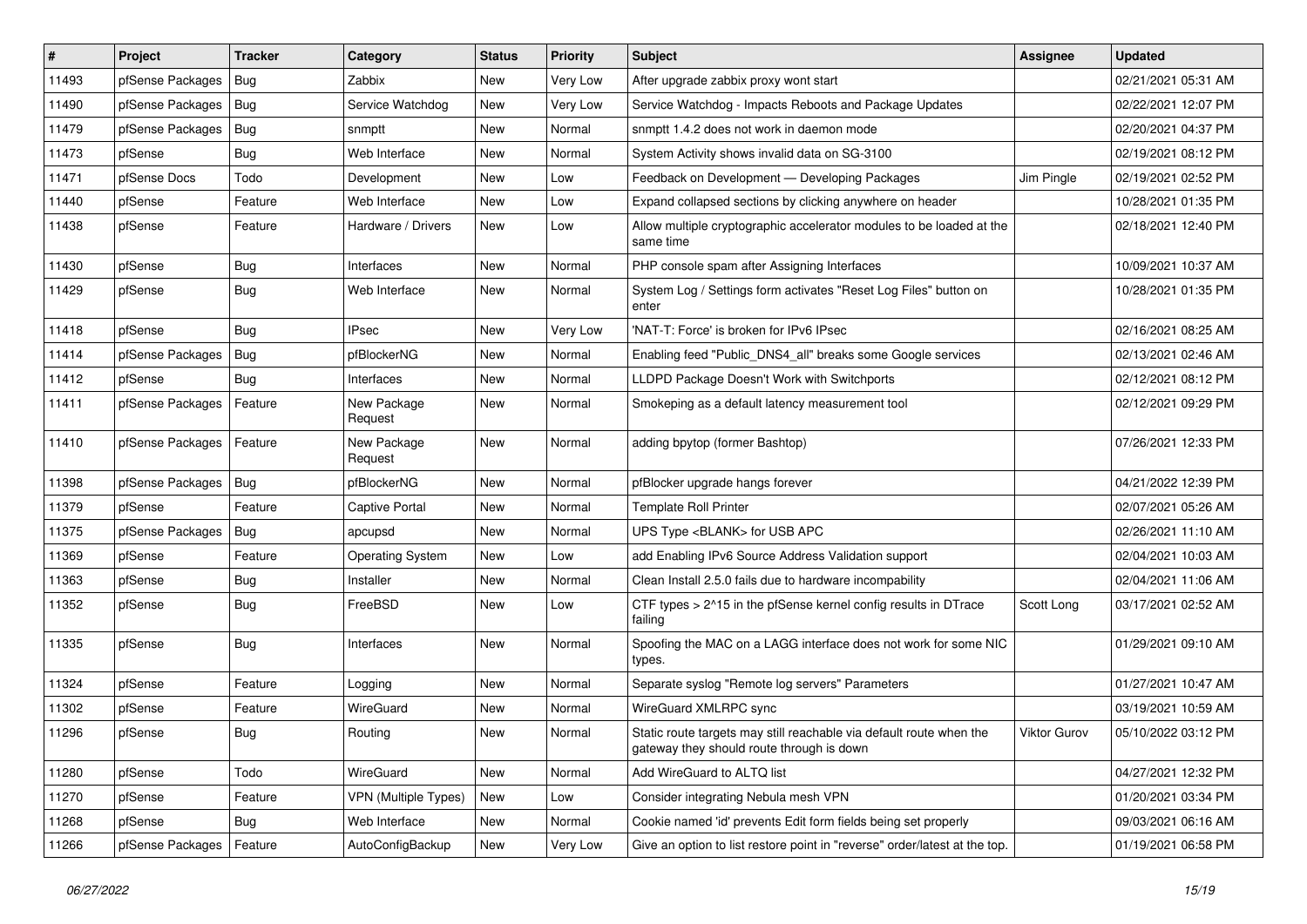| # | Project | Tracker | Category | Status | Priority | Subject | Assignee | Updated |
|---|---|---|---|---|---|---|---|---|
| 11493 | pfSense Packages | Bug | Zabbix | New | Very Low | After upgrade zabbix proxy wont start | | 02/21/2021 05:31 AM |
| 11490 | pfSense Packages | Bug | Service Watchdog | New | Very Low | Service Watchdog - Impacts Reboots and Package Updates | | 02/22/2021 12:07 PM |
| 11479 | pfSense Packages | Bug | snmptt | New | Normal | snmptt 1.4.2 does not work in daemon mode | | 02/20/2021 04:37 PM |
| 11473 | pfSense | Bug | Web Interface | New | Normal | System Activity shows invalid data on SG-3100 | | 02/19/2021 08:12 PM |
| 11471 | pfSense Docs | Todo | Development | New | Low | Feedback on Development — Developing Packages | Jim Pingle | 02/19/2021 02:52 PM |
| 11440 | pfSense | Feature | Web Interface | New | Low | Expand collapsed sections by clicking anywhere on header | | 10/28/2021 01:35 PM |
| 11438 | pfSense | Feature | Hardware / Drivers | New | Low | Allow multiple cryptographic accelerator modules to be loaded at the same time | | 02/18/2021 12:40 PM |
| 11430 | pfSense | Bug | Interfaces | New | Normal | PHP console spam after Assigning Interfaces | | 10/09/2021 10:37 AM |
| 11429 | pfSense | Bug | Web Interface | New | Normal | System Log / Settings form activates "Reset Log Files" button on enter | | 10/28/2021 01:35 PM |
| 11418 | pfSense | Bug | IPsec | New | Very Low | 'NAT-T: Force' is broken for IPv6 IPsec | | 02/16/2021 08:25 AM |
| 11414 | pfSense Packages | Bug | pfBlockerNG | New | Normal | Enabling feed "Public_DNS4_all" breaks some Google services | | 02/13/2021 02:46 AM |
| 11412 | pfSense | Bug | Interfaces | New | Normal | LLDPD Package Doesn't Work with Switchports | | 02/12/2021 08:12 PM |
| 11411 | pfSense Packages | Feature | New Package Request | New | Normal | Smokeping as a default latency measurement tool | | 02/12/2021 09:29 PM |
| 11410 | pfSense Packages | Feature | New Package Request | New | Normal | adding bpytop (former Bashtop) | | 07/26/2021 12:33 PM |
| 11398 | pfSense Packages | Bug | pfBlockerNG | New | Normal | pfBlocker upgrade hangs forever | | 04/21/2022 12:39 PM |
| 11379 | pfSense | Feature | Captive Portal | New | Normal | Template Roll Printer | | 02/07/2021 05:26 AM |
| 11375 | pfSense Packages | Bug | apcupsd | New | Normal | UPS Type <BLANK> for USB APC | | 02/26/2021 11:10 AM |
| 11369 | pfSense | Feature | Operating System | New | Low | add Enabling IPv6 Source Address Validation support | | 02/04/2021 10:03 AM |
| 11363 | pfSense | Bug | Installer | New | Normal | Clean Install 2.5.0 fails due to hardware incompability | | 02/04/2021 11:06 AM |
| 11352 | pfSense | Bug | FreeBSD | New | Low | CTF types > 2^15 in the pfSense kernel config results in DTrace failing | Scott Long | 03/17/2021 02:52 AM |
| 11335 | pfSense | Bug | Interfaces | New | Normal | Spoofing the MAC on a LAGG interface does not work for some NIC types. | | 01/29/2021 09:10 AM |
| 11324 | pfSense | Feature | Logging | New | Normal | Separate syslog "Remote log servers" Parameters | | 01/27/2021 10:47 AM |
| 11302 | pfSense | Feature | WireGuard | New | Normal | WireGuard XMLRPC sync | | 03/19/2021 10:59 AM |
| 11296 | pfSense | Bug | Routing | New | Normal | Static route targets may still reachable via default route when the gateway they should route through is down | Viktor Gurov | 05/10/2022 03:12 PM |
| 11280 | pfSense | Todo | WireGuard | New | Normal | Add WireGuard to ALTQ list | | 04/27/2021 12:32 PM |
| 11270 | pfSense | Feature | VPN (Multiple Types) | New | Low | Consider integrating Nebula mesh VPN | | 01/20/2021 03:34 PM |
| 11268 | pfSense | Bug | Web Interface | New | Normal | Cookie named 'id' prevents Edit form fields being set properly | | 09/03/2021 06:16 AM |
| 11266 | pfSense Packages | Feature | AutoConfigBackup | New | Very Low | Give an option to list restore point in "reverse" order/latest at the top. | | 01/19/2021 06:58 PM |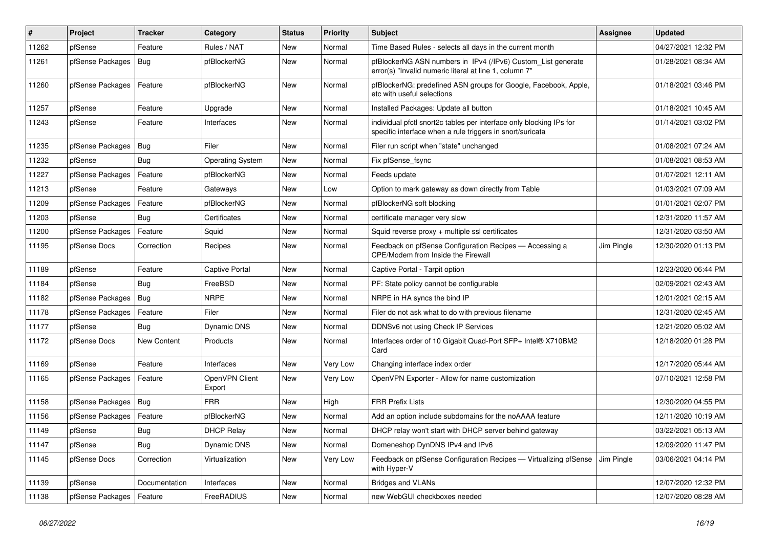| # | Project | Tracker | Category | Status | Priority | Subject | Assignee | Updated |
|---|---|---|---|---|---|---|---|---|
| 11262 | pfSense | Feature | Rules / NAT | New | Normal | Time Based Rules - selects all days in the current month | | 04/27/2021 12:32 PM |
| 11261 | pfSense Packages | Bug | pfBlockerNG | New | Normal | pfBlockerNG ASN numbers in IPv4 (/IPv6) Custom_List generate error(s) "Invalid numeric literal at line 1, column 7" | | 01/28/2021 08:34 AM |
| 11260 | pfSense Packages | Feature | pfBlockerNG | New | Normal | pfBlockerNG: predefined ASN groups for Google, Facebook, Apple, etc with useful selections | | 01/18/2021 03:46 PM |
| 11257 | pfSense | Feature | Upgrade | New | Normal | Installed Packages: Update all button | | 01/18/2021 10:45 AM |
| 11243 | pfSense | Feature | Interfaces | New | Normal | individual pfctl snort2c tables per interface only blocking IPs for specific interface when a rule triggers in snort/suricata | | 01/14/2021 03:02 PM |
| 11235 | pfSense Packages | Bug | Filer | New | Normal | Filer run script when "state" unchanged | | 01/08/2021 07:24 AM |
| 11232 | pfSense | Bug | Operating System | New | Normal | Fix pfSense_fsync | | 01/08/2021 08:53 AM |
| 11227 | pfSense Packages | Feature | pfBlockerNG | New | Normal | Feeds update | | 01/07/2021 12:11 AM |
| 11213 | pfSense | Feature | Gateways | New | Low | Option to mark gateway as down directly from Table | | 01/03/2021 07:09 AM |
| 11209 | pfSense Packages | Feature | pfBlockerNG | New | Normal | pfBlockerNG soft blocking | | 01/01/2021 02:07 PM |
| 11203 | pfSense | Bug | Certificates | New | Normal | certificate manager very slow | | 12/31/2020 11:57 AM |
| 11200 | pfSense Packages | Feature | Squid | New | Normal | Squid reverse proxy + multiple ssl certificates | | 12/31/2020 03:50 AM |
| 11195 | pfSense Docs | Correction | Recipes | New | Normal | Feedback on pfSense Configuration Recipes — Accessing a CPE/Modem from Inside the Firewall | Jim Pingle | 12/30/2020 01:13 PM |
| 11189 | pfSense | Feature | Captive Portal | New | Normal | Captive Portal - Tarpit option | | 12/23/2020 06:44 PM |
| 11184 | pfSense | Bug | FreeBSD | New | Normal | PF: State policy cannot be configurable | | 02/09/2021 02:43 AM |
| 11182 | pfSense Packages | Bug | NRPE | New | Normal | NRPE in HA syncs the bind IP | | 12/01/2021 02:15 AM |
| 11178 | pfSense Packages | Feature | Filer | New | Normal | Filer do not ask what to do with previous filename | | 12/31/2020 02:45 AM |
| 11177 | pfSense | Bug | Dynamic DNS | New | Normal | DDNSv6 not using Check IP Services | | 12/21/2020 05:02 AM |
| 11172 | pfSense Docs | New Content | Products | New | Normal | Interfaces order of 10 Gigabit Quad-Port SFP+ Intel® X710BM2 Card | | 12/18/2020 01:28 PM |
| 11169 | pfSense | Feature | Interfaces | New | Very Low | Changing interface index order | | 12/17/2020 05:44 AM |
| 11165 | pfSense Packages | Feature | OpenVPN Client Export | New | Very Low | OpenVPN Exporter - Allow for name customization | | 07/10/2021 12:58 PM |
| 11158 | pfSense Packages | Bug | FRR | New | High | FRR Prefix Lists | | 12/30/2020 04:55 PM |
| 11156 | pfSense Packages | Feature | pfBlockerNG | New | Normal | Add an option include subdomains for the noAAAA feature | | 12/11/2020 10:19 AM |
| 11149 | pfSense | Bug | DHCP Relay | New | Normal | DHCP relay won't start with DHCP server behind gateway | | 03/22/2021 05:13 AM |
| 11147 | pfSense | Bug | Dynamic DNS | New | Normal | Domeneshop DynDNS IPv4 and IPv6 | | 12/09/2020 11:47 PM |
| 11145 | pfSense Docs | Correction | Virtualization | New | Very Low | Feedback on pfSense Configuration Recipes — Virtualizing pfSense with Hyper-V | Jim Pingle | 03/06/2021 04:14 PM |
| 11139 | pfSense | Documentation | Interfaces | New | Normal | Bridges and VLANs | | 12/07/2020 12:32 PM |
| 11138 | pfSense Packages | Feature | FreeRADIUS | New | Normal | new WebGUI checkboxes needed | | 12/07/2020 08:28 AM |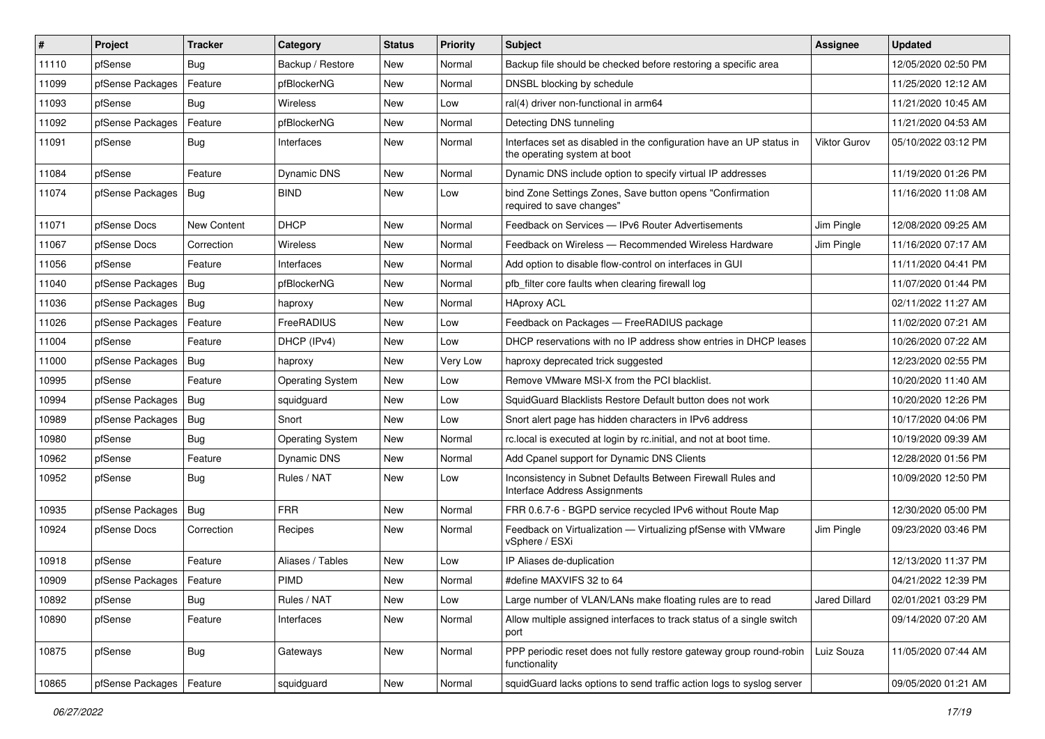| # | Project | Tracker | Category | Status | Priority | Subject | Assignee | Updated |
|---|---|---|---|---|---|---|---|---|
| 11110 | pfSense | Bug | Backup / Restore | New | Normal | Backup file should be checked before restoring a specific area | | 12/05/2020 02:50 PM |
| 11099 | pfSense Packages | Feature | pfBlockerNG | New | Normal | DNSBL blocking by schedule | | 11/25/2020 12:12 AM |
| 11093 | pfSense | Bug | Wireless | New | Low | ral(4) driver non-functional in arm64 | | 11/21/2020 10:45 AM |
| 11092 | pfSense Packages | Feature | pfBlockerNG | New | Normal | Detecting DNS tunneling | | 11/21/2020 04:53 AM |
| 11091 | pfSense | Bug | Interfaces | New | Normal | Interfaces set as disabled in the configuration have an UP status in the operating system at boot | Viktor Gurov | 05/10/2022 03:12 PM |
| 11084 | pfSense | Feature | Dynamic DNS | New | Normal | Dynamic DNS include option to specify virtual IP addresses | | 11/19/2020 01:26 PM |
| 11074 | pfSense Packages | Bug | BIND | New | Low | bind Zone Settings Zones, Save button opens "Confirmation required to save changes" | | 11/16/2020 11:08 AM |
| 11071 | pfSense Docs | New Content | DHCP | New | Normal | Feedback on Services — IPv6 Router Advertisements | Jim Pingle | 12/08/2020 09:25 AM |
| 11067 | pfSense Docs | Correction | Wireless | New | Normal | Feedback on Wireless — Recommended Wireless Hardware | Jim Pingle | 11/16/2020 07:17 AM |
| 11056 | pfSense | Feature | Interfaces | New | Normal | Add option to disable flow-control on interfaces in GUI | | 11/11/2020 04:41 PM |
| 11040 | pfSense Packages | Bug | pfBlockerNG | New | Normal | pfb_filter core faults when clearing firewall log | | 11/07/2020 01:44 PM |
| 11036 | pfSense Packages | Bug | haproxy | New | Normal | HAproxy ACL | | 02/11/2022 11:27 AM |
| 11026 | pfSense Packages | Feature | FreeRADIUS | New | Low | Feedback on Packages — FreeRADIUS package | | 11/02/2020 07:21 AM |
| 11004 | pfSense | Feature | DHCP (IPv4) | New | Low | DHCP reservations with no IP address show entries in DHCP leases | | 10/26/2020 07:22 AM |
| 11000 | pfSense Packages | Bug | haproxy | New | Very Low | haproxy deprecated trick suggested | | 12/23/2020 02:55 PM |
| 10995 | pfSense | Feature | Operating System | New | Low | Remove VMware MSI-X from the PCI blacklist. | | 10/20/2020 11:40 AM |
| 10994 | pfSense Packages | Bug | squidguard | New | Low | SquidGuard Blacklists Restore Default button does not work | | 10/20/2020 12:26 PM |
| 10989 | pfSense Packages | Bug | Snort | New | Low | Snort alert page has hidden characters in IPv6 address | | 10/17/2020 04:06 PM |
| 10980 | pfSense | Bug | Operating System | New | Normal | rc.local is executed at login by rc.initial, and not at boot time. | | 10/19/2020 09:39 AM |
| 10962 | pfSense | Feature | Dynamic DNS | New | Normal | Add Cpanel support for Dynamic DNS Clients | | 12/28/2020 01:56 PM |
| 10952 | pfSense | Bug | Rules / NAT | New | Low | Inconsistency in Subnet Defaults Between Firewall Rules and Interface Address Assignments | | 10/09/2020 12:50 PM |
| 10935 | pfSense Packages | Bug | FRR | New | Normal | FRR 0.6.7-6 - BGPD service recycled IPv6 without Route Map | | 12/30/2020 05:00 PM |
| 10924 | pfSense Docs | Correction | Recipes | New | Normal | Feedback on Virtualization — Virtualizing pfSense with VMware vSphere / ESXi | Jim Pingle | 09/23/2020 03:46 PM |
| 10918 | pfSense | Feature | Aliases / Tables | New | Low | IP Aliases de-duplication | | 12/13/2020 11:37 PM |
| 10909 | pfSense Packages | Feature | PIMD | New | Normal | #define MAXVIFS 32 to 64 | | 04/21/2022 12:39 PM |
| 10892 | pfSense | Bug | Rules / NAT | New | Low | Large number of VLAN/LANs make floating rules are to read | Jared Dillard | 02/01/2021 03:29 PM |
| 10890 | pfSense | Feature | Interfaces | New | Normal | Allow multiple assigned interfaces to track status of a single switch port | | 09/14/2020 07:20 AM |
| 10875 | pfSense | Bug | Gateways | New | Normal | PPP periodic reset does not fully restore gateway group round-robin functionality | Luiz Souza | 11/05/2020 07:44 AM |
| 10865 | pfSense Packages | Feature | squidguard | New | Normal | squidGuard lacks options to send traffic action logs to syslog server | | 09/05/2020 01:21 AM |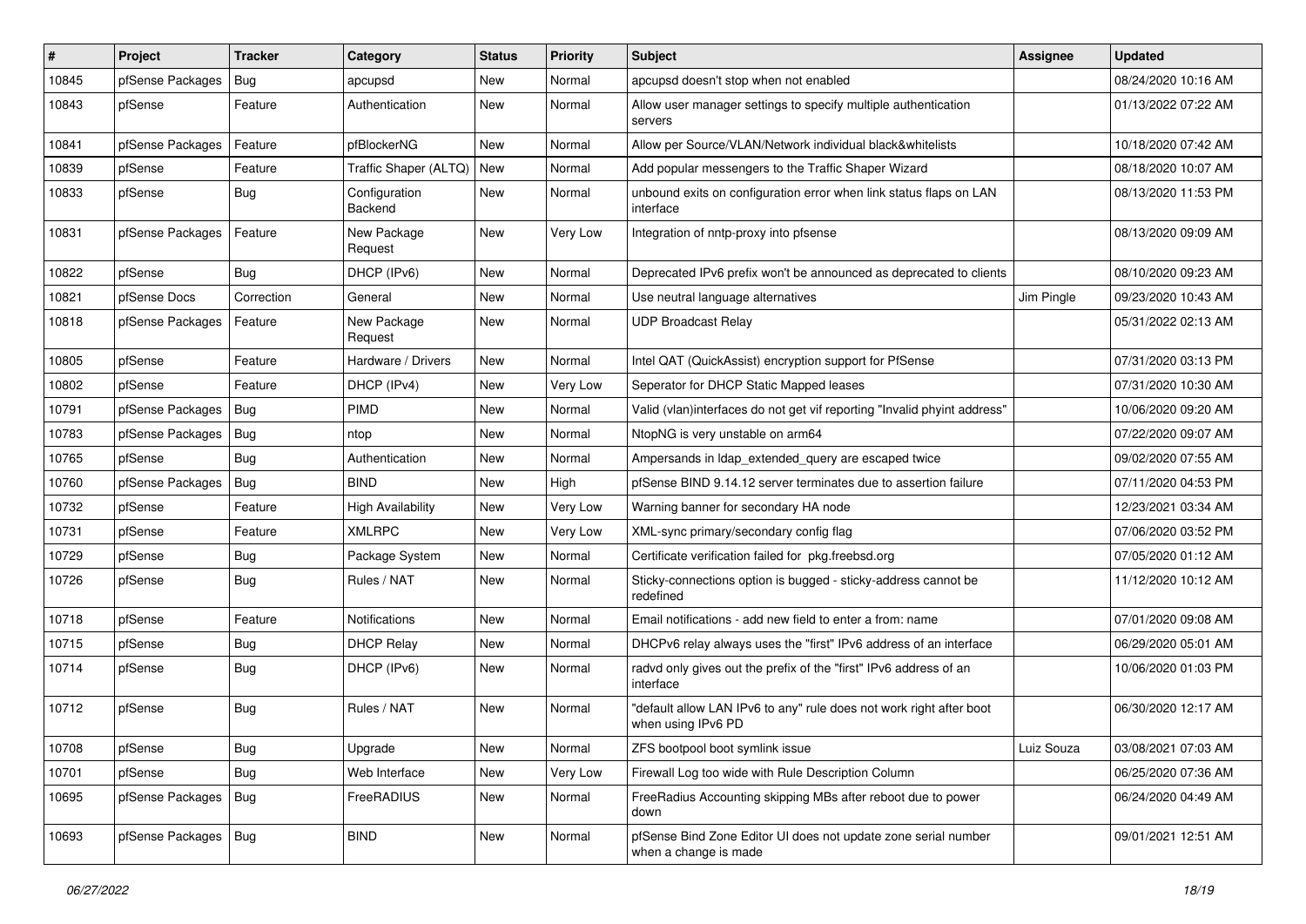| # | Project | Tracker | Category | Status | Priority | Subject | Assignee | Updated |
|---|---|---|---|---|---|---|---|---|
| 10845 | pfSense Packages | Bug | apcupsd | New | Normal | apcupsd doesn't stop when not enabled | | 08/24/2020 10:16 AM |
| 10843 | pfSense | Feature | Authentication | New | Normal | Allow user manager settings to specify multiple authentication servers | | 01/13/2022 07:22 AM |
| 10841 | pfSense Packages | Feature | pfBlockerNG | New | Normal | Allow per Source/VLAN/Network individual black&whitelists | | 10/18/2020 07:42 AM |
| 10839 | pfSense | Feature | Traffic Shaper (ALTQ) | New | Normal | Add popular messengers to the Traffic Shaper Wizard | | 08/18/2020 10:07 AM |
| 10833 | pfSense | Bug | Configuration Backend | New | Normal | unbound exits on configuration error when link status flaps on LAN interface | | 08/13/2020 11:53 PM |
| 10831 | pfSense Packages | Feature | New Package Request | New | Very Low | Integration of nntp-proxy into pfsense | | 08/13/2020 09:09 AM |
| 10822 | pfSense | Bug | DHCP (IPv6) | New | Normal | Deprecated IPv6 prefix won't be announced as deprecated to clients | | 08/10/2020 09:23 AM |
| 10821 | pfSense Docs | Correction | General | New | Normal | Use neutral language alternatives | Jim Pingle | 09/23/2020 10:43 AM |
| 10818 | pfSense Packages | Feature | New Package Request | New | Normal | UDP Broadcast Relay | | 05/31/2022 02:13 AM |
| 10805 | pfSense | Feature | Hardware / Drivers | New | Normal | Intel QAT (QuickAssist) encryption support for PfSense | | 07/31/2020 03:13 PM |
| 10802 | pfSense | Feature | DHCP (IPv4) | New | Very Low | Seperator for DHCP Static Mapped leases | | 07/31/2020 10:30 AM |
| 10791 | pfSense Packages | Bug | PIMD | New | Normal | Valid (vlan)interfaces do not get vif reporting "Invalid phyint address" | | 10/06/2020 09:20 AM |
| 10783 | pfSense Packages | Bug | ntop | New | Normal | NtopNG is very unstable on arm64 | | 07/22/2020 09:07 AM |
| 10765 | pfSense | Bug | Authentication | New | Normal | Ampersands in ldap_extended_query are escaped twice | | 09/02/2020 07:55 AM |
| 10760 | pfSense Packages | Bug | BIND | New | High | pfSense BIND 9.14.12 server terminates due to assertion failure | | 07/11/2020 04:53 PM |
| 10732 | pfSense | Feature | High Availability | New | Very Low | Warning banner for secondary HA node | | 12/23/2021 03:34 AM |
| 10731 | pfSense | Feature | XMLRPC | New | Very Low | XML-sync primary/secondary config flag | | 07/06/2020 03:52 PM |
| 10729 | pfSense | Bug | Package System | New | Normal | Certificate verification failed for pkg.freebsd.org | | 07/05/2020 01:12 AM |
| 10726 | pfSense | Bug | Rules / NAT | New | Normal | Sticky-connections option is bugged - sticky-address cannot be redefined | | 11/12/2020 10:12 AM |
| 10718 | pfSense | Feature | Notifications | New | Normal | Email notifications - add new field to enter a from: name | | 07/01/2020 09:08 AM |
| 10715 | pfSense | Bug | DHCP Relay | New | Normal | DHCPv6 relay always uses the "first" IPv6 address of an interface | | 06/29/2020 05:01 AM |
| 10714 | pfSense | Bug | DHCP (IPv6) | New | Normal | radvd only gives out the prefix of the "first" IPv6 address of an interface | | 10/06/2020 01:03 PM |
| 10712 | pfSense | Bug | Rules / NAT | New | Normal | "default allow LAN IPv6 to any" rule does not work right after boot when using IPv6 PD | | 06/30/2020 12:17 AM |
| 10708 | pfSense | Bug | Upgrade | New | Normal | ZFS bootpool boot symlink issue | Luiz Souza | 03/08/2021 07:03 AM |
| 10701 | pfSense | Bug | Web Interface | New | Very Low | Firewall Log too wide with Rule Description Column | | 06/25/2020 07:36 AM |
| 10695 | pfSense Packages | Bug | FreeRADIUS | New | Normal | FreeRadius Accounting skipping MBs after reboot due to power down | | 06/24/2020 04:49 AM |
| 10693 | pfSense Packages | Bug | BIND | New | Normal | pfSense Bind Zone Editor UI does not update zone serial number when a change is made | | 09/01/2021 12:51 AM |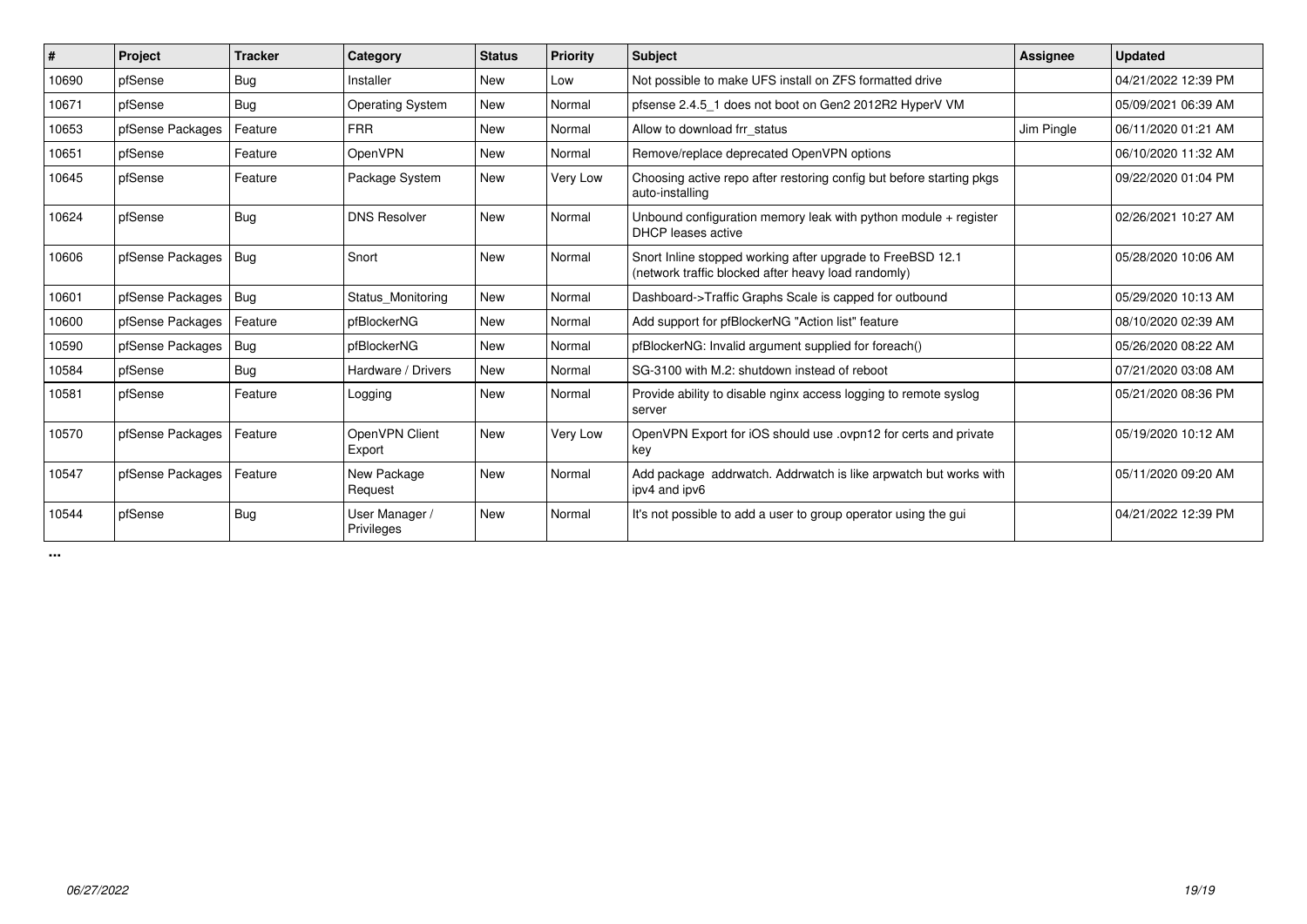| # | Project | Tracker | Category | Status | Priority | Subject | Assignee | Updated |
|---|---|---|---|---|---|---|---|---|
| 10690 | pfSense | Bug | Installer | New | Low | Not possible to make UFS install on ZFS formatted drive | | 04/21/2022 12:39 PM |
| 10671 | pfSense | Bug | Operating System | New | Normal | pfsense 2.4.5_1 does not boot on Gen2 2012R2 HyperV VM | | 05/09/2021 06:39 AM |
| 10653 | pfSense Packages | Feature | FRR | New | Normal | Allow to download frr_status | Jim Pingle | 06/11/2020 01:21 AM |
| 10651 | pfSense | Feature | OpenVPN | New | Normal | Remove/replace deprecated OpenVPN options | | 06/10/2020 11:32 AM |
| 10645 | pfSense | Feature | Package System | New | Very Low | Choosing active repo after restoring config but before starting pkgs auto-installing | | 09/22/2020 01:04 PM |
| 10624 | pfSense | Bug | DNS Resolver | New | Normal | Unbound configuration memory leak with python module + register DHCP leases active | | 02/26/2021 10:27 AM |
| 10606 | pfSense Packages | Bug | Snort | New | Normal | Snort Inline stopped working after upgrade to FreeBSD 12.1 (network traffic blocked after heavy load randomly) | | 05/28/2020 10:06 AM |
| 10601 | pfSense Packages | Bug | Status_Monitoring | New | Normal | Dashboard->Traffic Graphs Scale is capped for outbound | | 05/29/2020 10:13 AM |
| 10600 | pfSense Packages | Feature | pfBlockerNG | New | Normal | Add support for pfBlockerNG "Action list" feature | | 08/10/2020 02:39 AM |
| 10590 | pfSense Packages | Bug | pfBlockerNG | New | Normal | pfBlockerNG: Invalid argument supplied for foreach() | | 05/26/2020 08:22 AM |
| 10584 | pfSense | Bug | Hardware / Drivers | New | Normal | SG-3100 with M.2: shutdown instead of reboot | | 07/21/2020 03:08 AM |
| 10581 | pfSense | Feature | Logging | New | Normal | Provide ability to disable nginx access logging to remote syslog server | | 05/21/2020 08:36 PM |
| 10570 | pfSense Packages | Feature | OpenVPN Client Export | New | Very Low | OpenVPN Export for iOS should use .ovpn12 for certs and private key | | 05/19/2020 10:12 AM |
| 10547 | pfSense Packages | Feature | New Package Request | New | Normal | Add package addrwatch. Addrwatch is like arpwatch but works with ipv4 and ipv6 | | 05/11/2020 09:20 AM |
| 10544 | pfSense | Bug | User Manager / Privileges | New | Normal | It's not possible to add a user to group operator using the gui | | 04/21/2022 12:39 PM |

...